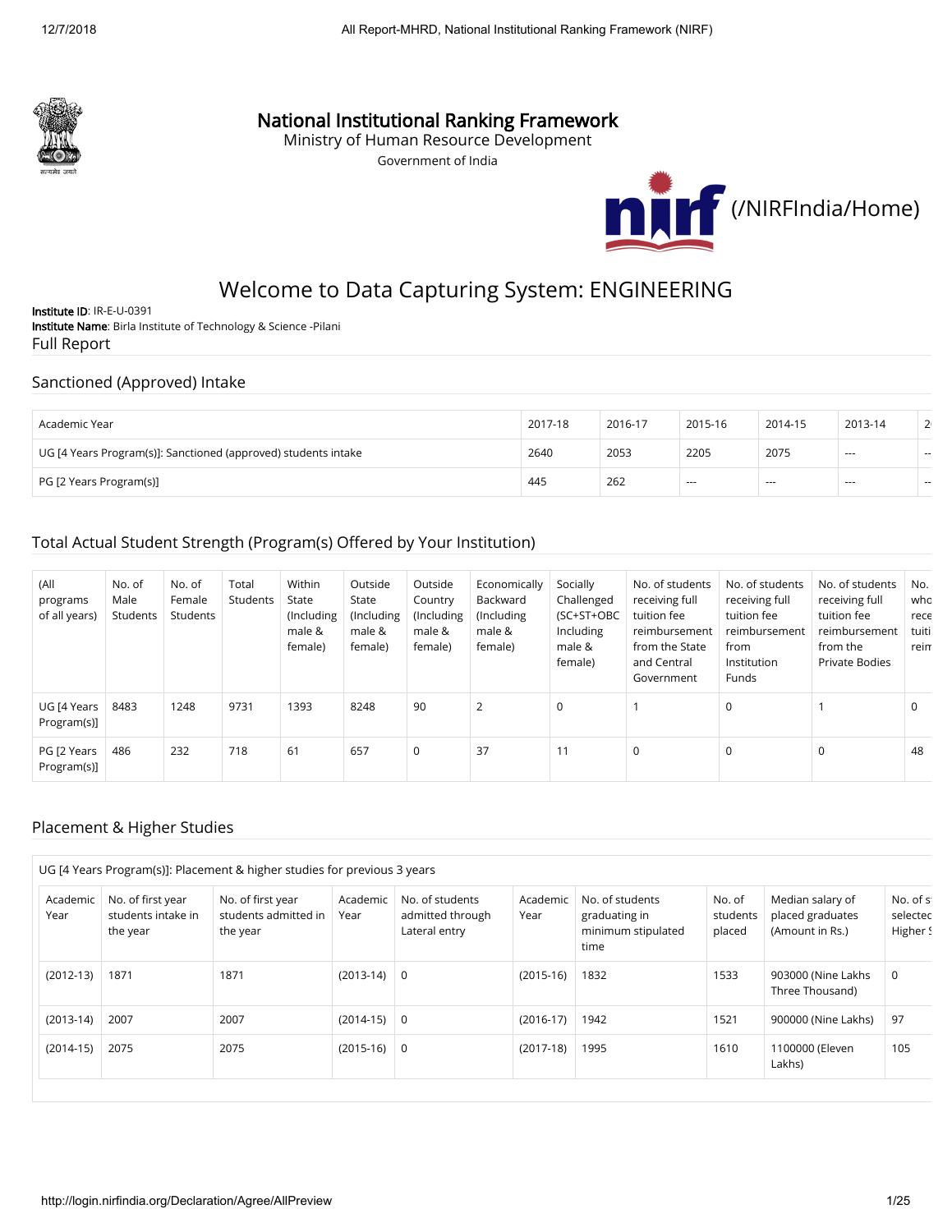# National Institutional Ranking Framework

Ministry of Human Resource Development

Government of India

(/NIRFIndia/Home)

## Welcome to Data Capturing System: ENGINEERING

**Institute ID**: IR-E-U-0391
**Institute Name**: Birla Institute of Technology & Science -Pilani

Full Report

### Sanctioned (Approved) Intake

| Academic Year | 2017-18 | 2016-17 | 2015-16 | 2014-15 | 2013-14 | 2 |
|---|---|---|---|---|---|---|
| UG [4 Years Program(s)]: Sanctioned (approved) students intake | 2640 | 2053 | 2205 | 2075 | --- | -- |
| PG [2 Years Program(s)] | 445 | 262 | --- | --- | --- | -- |

### Total Actual Student Strength (Program(s) Offered by Your Institution)

| (All programs of all years) | No. of Male Students | No. of Female Students | Total Students | Within State (Including male & female) | Outside State (Including male & female) | Outside Country (Including male & female) | Economically Backward (Including male & female) | Socially Challenged (SC+ST+OBC Including male & female) | No. of students receiving full tuition fee reimbursement from the State and Central Government | No. of students receiving full tuition fee reimbursement from Institution Funds | No. of students receiving full tuition fee reimbursement from the Private Bodies | No. who rece tuiti reim |
|---|---|---|---|---|---|---|---|---|---|---|---|---|
| UG [4 Years Program(s)] | 8483 | 1248 | 9731 | 1393 | 8248 | 90 | 2 | 0 | 1 | 0 | 1 | 0 |
| PG [2 Years Program(s)] | 486 | 232 | 718 | 61 | 657 | 0 | 37 | 11 | 0 | 0 | 0 | 48 |

### Placement & Higher Studies

UG [4 Years Program(s)]: Placement & higher studies for previous 3 years

| Academic Year | No. of first year students intake in the year | No. of first year students admitted in the year | Academic Year | No. of students admitted through Lateral entry | Academic Year | No. of students graduating in minimum stipulated time | No. of students placed | Median salary of placed graduates (Amount in Rs.) | No. of s selected Higher S |
|---|---|---|---|---|---|---|---|---|---|
| (2012-13) | 1871 | 1871 | (2013-14) | 0 | (2015-16) | 1832 | 1533 | 903000 (Nine Lakhs Three Thousand) | 0 |
| (2013-14) | 2007 | 2007 | (2014-15) | 0 | (2016-17) | 1942 | 1521 | 900000 (Nine Lakhs) | 97 |
| (2014-15) | 2075 | 2075 | (2015-16) | 0 | (2017-18) | 1995 | 1610 | 1100000 (Eleven Lakhs) | 105 |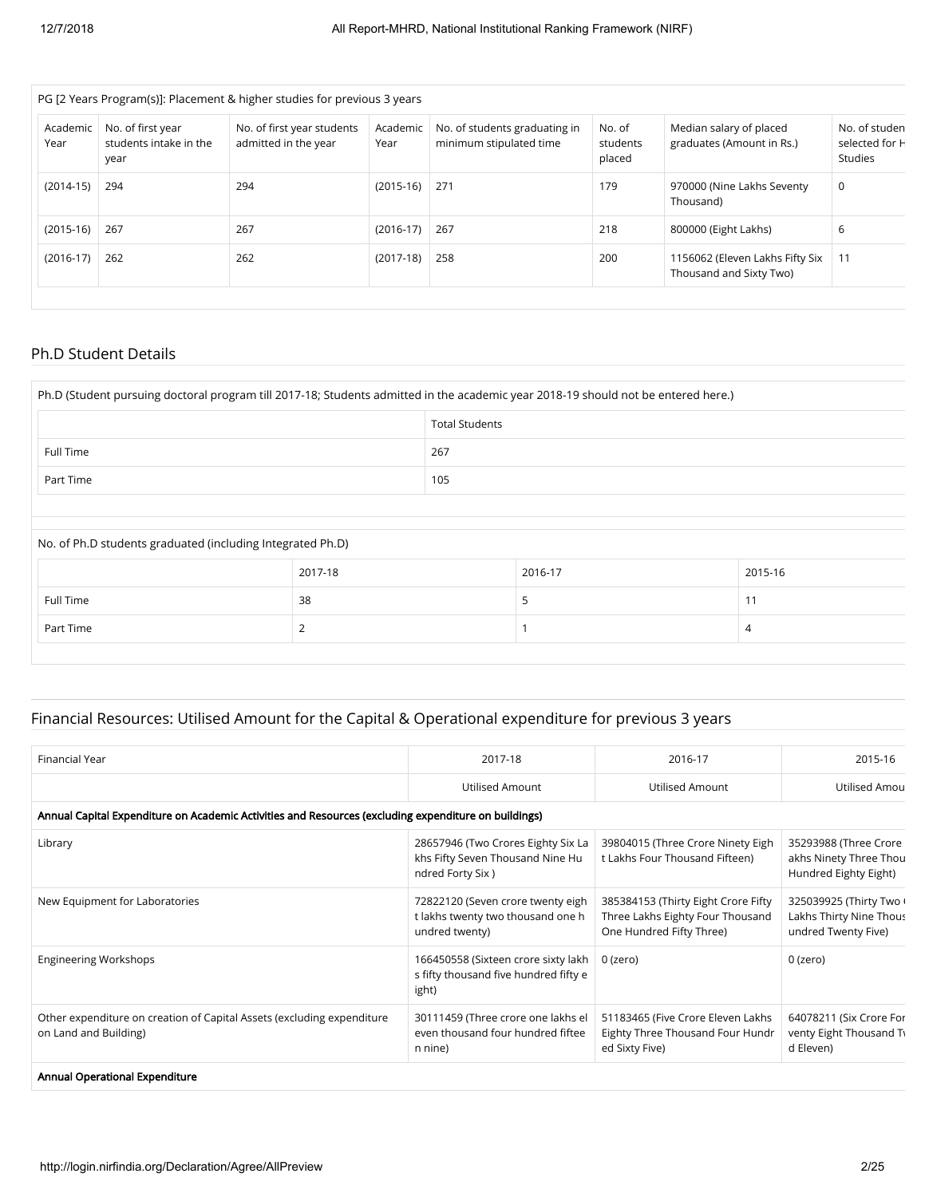| PG [2 Years Program(s)]: Placement & higher studies for previous 3 years | | | | | | | |
|---|---|---|---|---|---|---|---|
| Academic Year | No. of first year students intake in the year | No. of first year students admitted in the year | Academic Year | No. of students graduating in minimum stipulated time | No. of students placed | Median salary of placed graduates (Amount in Rs.) | No. of studen selected for H Studies |
| (2014-15) | 294 | 294 | (2015-16) | 271 | 179 | 970000 (Nine Lakhs Seventy Thousand) | 0 |
| (2015-16) | 267 | 267 | (2016-17) | 267 | 218 | 800000 (Eight Lakhs) | 6 |
| (2016-17) | 262 | 262 | (2017-18) | 258 | 200 | 1156062 (Eleven Lakhs Fifty Six Thousand and Sixty Two) | 11 |

## Ph.D Student Details

| Ph.D (Student pursuing doctoral program till 2017-18; Students admitted in the academic year 2018-19 should not be entered here.) | |
|---|---|
| | Total Students |
| Full Time | 267 |
| Part Time | 105 |

| No. of Ph.D students graduated (including Integrated Ph.D) | | | |
|---|---|---|---|
| | 2017-18 | 2016-17 | 2015-16 |
| Full Time | 38 | 5 | 11 |
| Part Time | 2 | 1 | 4 |

## Financial Resources: Utilised Amount for the Capital & Operational expenditure for previous 3 years

| Financial Year | 2017-18 | 2016-17 | 2015-16 |
|---|---|---|---|
| | Utilised Amount | Utilised Amount | Utilised Amou |
| **Annual Capital Expenditure on Academic Activities and Resources (excluding expenditure on buildings)** | | | |
| Library | 28657946 (Two Crores Eighty Six Lakhs Fifty Seven Thousand Nine Hundred Forty Six ) | 39804015 (Three Crore Ninety Eight Lakhs Four Thousand Fifteen) | 35293988 (Three Crore akhs Ninety Three Thou Hundred Eighty Eight) |
| New Equipment for Laboratories | 72822120 (Seven crore twenty eight lakhs twenty two thousand one hundred twenty) | 385384153 (Thirty Eight Crore Fifty Three Lakhs Eighty Four Thousand One Hundred Fifty Three) | 325039925 (Thirty Two Lakhs Thirty Nine Thous undred Twenty Five) |
| Engineering Workshops | 166450558 (Sixteen crore sixty lakhs fifty thousand five hundred fifty eight) | 0 (zero) | 0 (zero) |
| Other expenditure on creation of Capital Assets (excluding expenditure on Land and Building) | 30111459 (Three crore one lakhs eleven thousand four hundred fifteen nine) | 51183465 (Five Crore Eleven Lakhs Eighty Three Thousand Four Hundred Sixty Five) | 64078211 (Six Crore For venty Eight Thousand T d Eleven) |
| **Annual Operational Expenditure** | | | |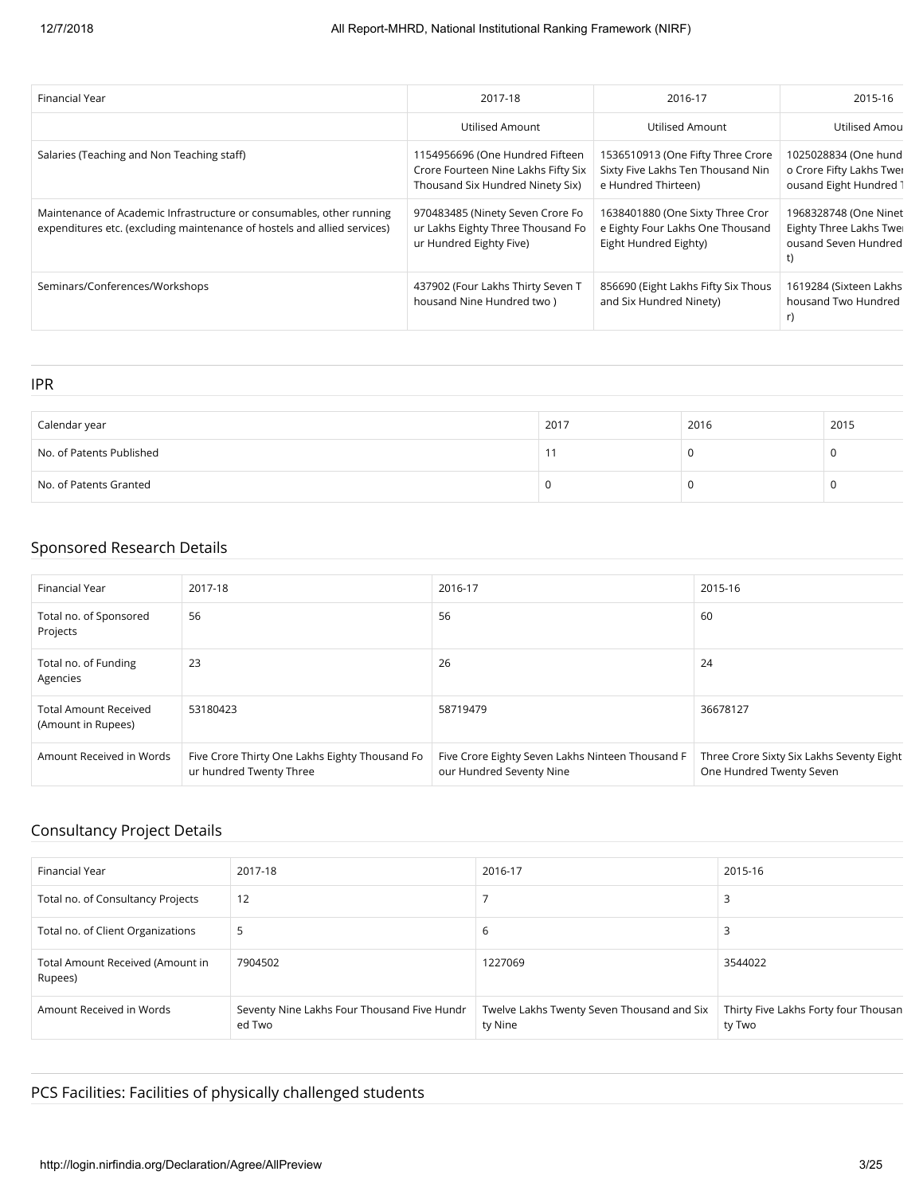| Financial Year | 2017-18 | 2016-17 | 2015-16 |
|---|---|---|---|
| | Utilised Amount | Utilised Amount | Utilised Amou |
| Salaries (Teaching and Non Teaching staff) | 1154956696 (One Hundred Fifteen Crore Fourteen Nine Lakhs Fifty Six Thousand Six Hundred Ninety Six) | 1536510913 (One Fifty Three Crore Sixty Five Lakhs Ten Thousand Nin e Hundred Thirteen) | 1025028834 (One hund o Crore Fifty Lakhs Twe ousand Eight Hundred T |
| Maintenance of Academic Infrastructure or consumables, other running expenditures etc. (excluding maintenance of hostels and allied services) | 970483485 (Ninety Seven Crore Fo ur Lakhs Eighty Three Thousand Fo ur Hundred Eighty Five) | 1638401880 (One Sixty Three Cror e Eighty Four Lakhs One Thousand Eight Hundred Eighty) | 1968328748 (One Ninet Eighty Three Lakhs Twe ousand Seven Hundred t) |
| Seminars/Conferences/Workshops | 437902 (Four Lakhs Thirty Seven T housand Nine Hundred two ) | 856690 (Eight Lakhs Fifty Six Thous and Six Hundred Ninety) | 1619284 (Sixteen Lakhs housand Two Hundred r) |

## IPR

| Calendar year | 2017 | 2016 | 2015 |
|---|---|---|---|
| No. of Patents Published | 11 | 0 | 0 |
| No. of Patents Granted | 0 | 0 | 0 |

## Sponsored Research Details

| Financial Year | 2017-18 | 2016-17 | 2015-16 |
|---|---|---|---|
| Total no. of Sponsored Projects | 56 | 56 | 60 |
| Total no. of Funding Agencies | 23 | 26 | 24 |
| Total Amount Received (Amount in Rupees) | 53180423 | 58719479 | 36678127 |
| Amount Received in Words | Five Crore Thirty One Lakhs Eighty Thousand Fo ur hundred Twenty Three | Five Crore Eighty Seven Lakhs Ninteen Thousand F our Hundred Seventy Nine | Three Crore Sixty Six Lakhs Seventy Eight One Hundred Twenty Seven |

## Consultancy Project Details

| Financial Year | 2017-18 | 2016-17 | 2015-16 |
|---|---|---|---|
| Total no. of Consultancy Projects | 12 | 7 | 3 |
| Total no. of Client Organizations | 5 | 6 | 3 |
| Total Amount Received (Amount in Rupees) | 7904502 | 1227069 | 3544022 |
| Amount Received in Words | Seventy Nine Lakhs Four Thousand Five Hundr ed Two | Twelve Lakhs Twenty Seven Thousand and Six ty Nine | Thirty Five Lakhs Forty four Thousan ty Two |

## PCS Facilities: Facilities of physically challenged students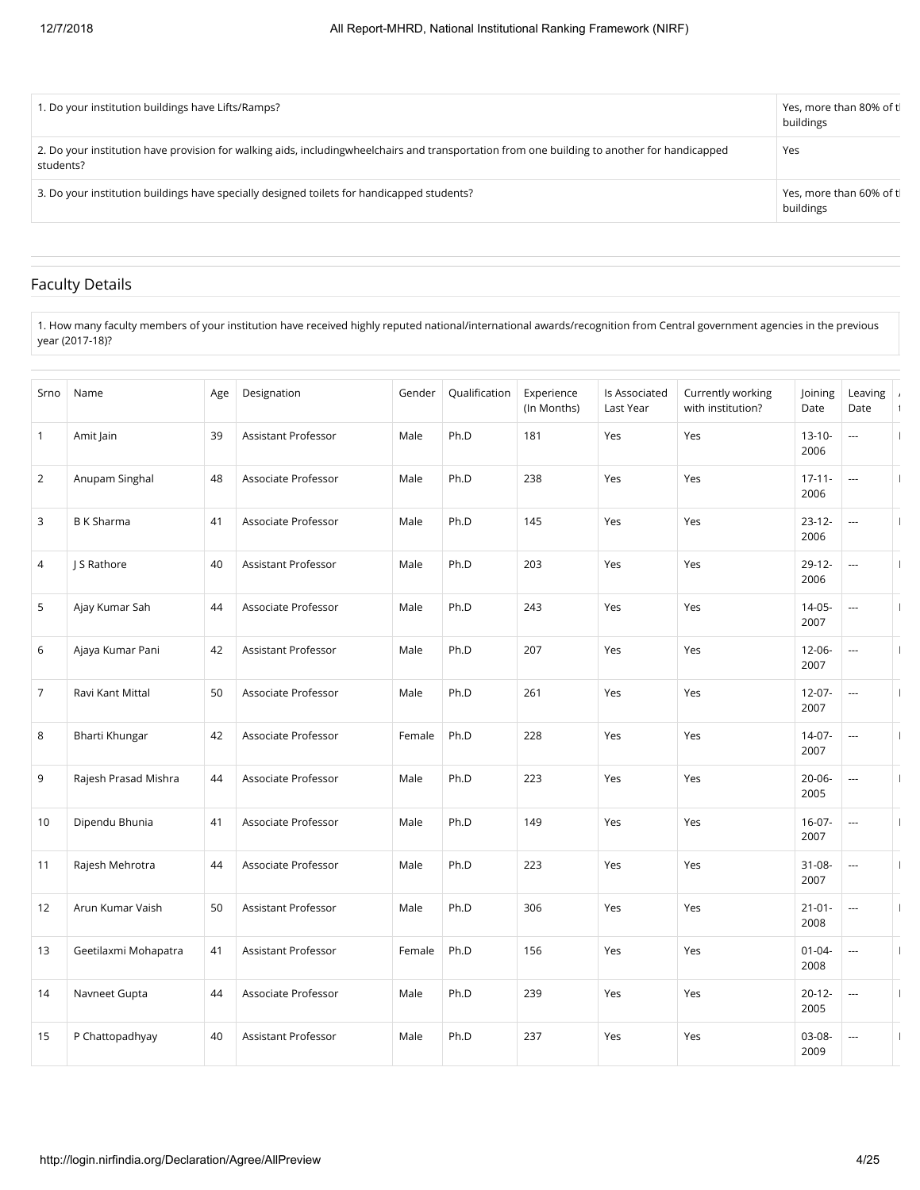| | |
|---|---|
| 1. Do your institution buildings have Lifts/Ramps? | Yes, more than 80% of t buildings |
| 2. Do your institution have provision for walking aids, includingwheelchairs and transportation from one building to another for handicapped students? | Yes |
| 3. Do your institution buildings have specially designed toilets for handicapped students? | Yes, more than 60% of t buildings |

## Faculty Details

1. How many faculty members of your institution have received highly reputed national/international awards/recognition from Central government agencies in the previous year (2017-18)?

| Srno | Name | Age | Designation | Gender | Qualification | Experience (In Months) | Is Associated Last Year | Currently working with institution? | Joining Date | Leaving Date |
|---|---|---|---|---|---|---|---|---|---|---|
| 1 | Amit Jain | 39 | Assistant Professor | Male | Ph.D | 181 | Yes | Yes | 13-10-2006 | --- |
| 2 | Anupam Singhal | 48 | Associate Professor | Male | Ph.D | 238 | Yes | Yes | 17-11-2006 | --- |
| 3 | B K Sharma | 41 | Associate Professor | Male | Ph.D | 145 | Yes | Yes | 23-12-2006 | --- |
| 4 | J S Rathore | 40 | Assistant Professor | Male | Ph.D | 203 | Yes | Yes | 29-12-2006 | --- |
| 5 | Ajay Kumar Sah | 44 | Associate Professor | Male | Ph.D | 243 | Yes | Yes | 14-05-2007 | --- |
| 6 | Ajaya Kumar Pani | 42 | Assistant Professor | Male | Ph.D | 207 | Yes | Yes | 12-06-2007 | --- |
| 7 | Ravi Kant Mittal | 50 | Associate Professor | Male | Ph.D | 261 | Yes | Yes | 12-07-2007 | --- |
| 8 | Bharti Khungar | 42 | Associate Professor | Female | Ph.D | 228 | Yes | Yes | 14-07-2007 | --- |
| 9 | Rajesh Prasad Mishra | 44 | Associate Professor | Male | Ph.D | 223 | Yes | Yes | 20-06-2005 | --- |
| 10 | Dipendu Bhunia | 41 | Associate Professor | Male | Ph.D | 149 | Yes | Yes | 16-07-2007 | --- |
| 11 | Rajesh Mehrotra | 44 | Associate Professor | Male | Ph.D | 223 | Yes | Yes | 31-08-2007 | --- |
| 12 | Arun Kumar Vaish | 50 | Assistant Professor | Male | Ph.D | 306 | Yes | Yes | 21-01-2008 | --- |
| 13 | Geetilaxmi Mohapatra | 41 | Assistant Professor | Female | Ph.D | 156 | Yes | Yes | 01-04-2008 | --- |
| 14 | Navneet Gupta | 44 | Associate Professor | Male | Ph.D | 239 | Yes | Yes | 20-12-2005 | --- |
| 15 | P Chattopadhyay | 40 | Assistant Professor | Male | Ph.D | 237 | Yes | Yes | 03-08-2009 | --- |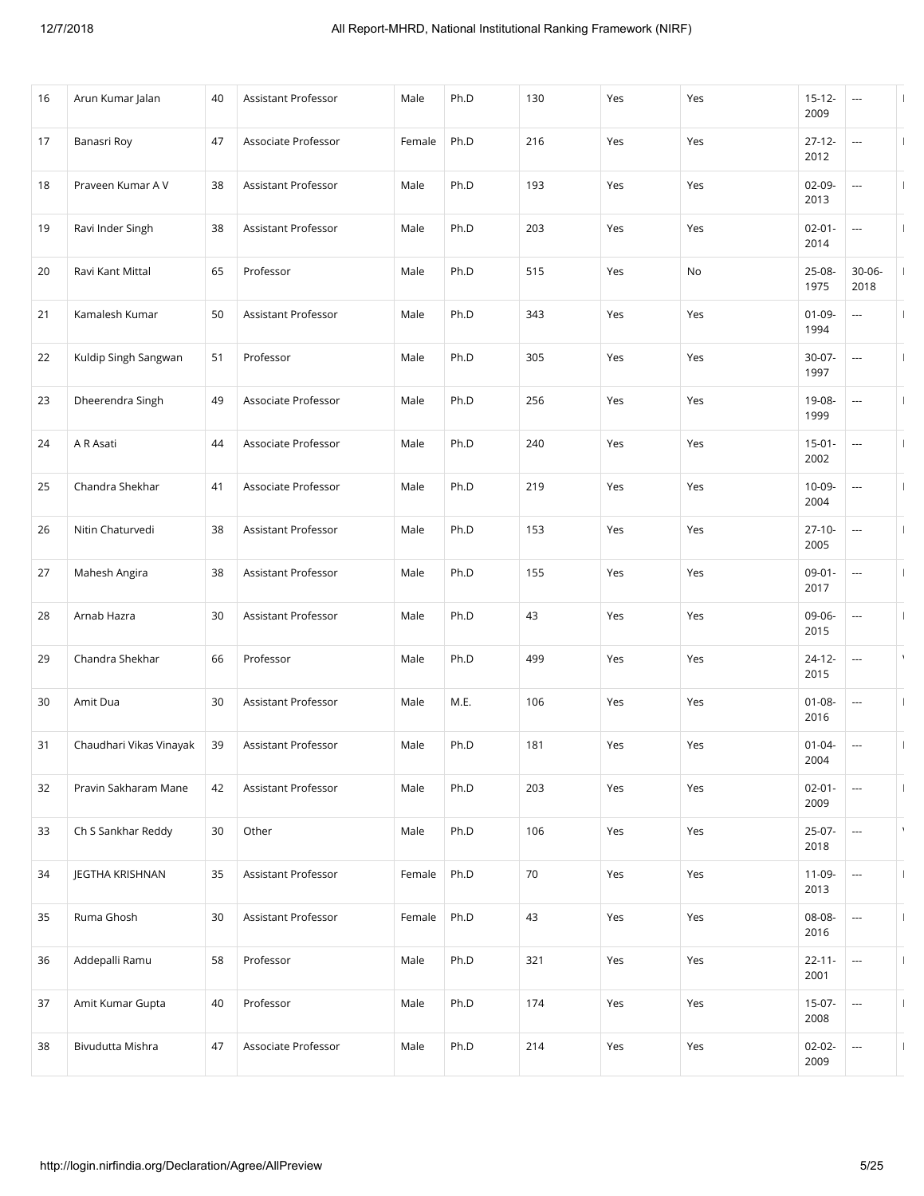| 16 | Arun Kumar Jalan | 40 | Assistant Professor | Male | Ph.D | 130 | Yes | Yes | 15-12-2009 | --- | |
|---|---|---|---|---|---|---|---|---|---|---|---|
| 17 | Banasri Roy | 47 | Associate Professor | Female | Ph.D | 216 | Yes | Yes | 27-12-2012 | --- | |
| 18 | Praveen Kumar A V | 38 | Assistant Professor | Male | Ph.D | 193 | Yes | Yes | 02-09-2013 | --- | |
| 19 | Ravi Inder Singh | 38 | Assistant Professor | Male | Ph.D | 203 | Yes | Yes | 02-01-2014 | --- | |
| 20 | Ravi Kant Mittal | 65 | Professor | Male | Ph.D | 515 | Yes | No | 25-08-1975 | 30-06-2018 | |
| 21 | Kamalesh Kumar | 50 | Assistant Professor | Male | Ph.D | 343 | Yes | Yes | 01-09-1994 | --- | |
| 22 | Kuldip Singh Sangwan | 51 | Professor | Male | Ph.D | 305 | Yes | Yes | 30-07-1997 | --- | |
| 23 | Dheerendra Singh | 49 | Associate Professor | Male | Ph.D | 256 | Yes | Yes | 19-08-1999 | --- | |
| 24 | A R Asati | 44 | Associate Professor | Male | Ph.D | 240 | Yes | Yes | 15-01-2002 | --- | |
| 25 | Chandra Shekhar | 41 | Associate Professor | Male | Ph.D | 219 | Yes | Yes | 10-09-2004 | --- | |
| 26 | Nitin Chaturvedi | 38 | Assistant Professor | Male | Ph.D | 153 | Yes | Yes | 27-10-2005 | --- | |
| 27 | Mahesh Angira | 38 | Assistant Professor | Male | Ph.D | 155 | Yes | Yes | 09-01-2017 | --- | |
| 28 | Arnab Hazra | 30 | Assistant Professor | Male | Ph.D | 43 | Yes | Yes | 09-06-2015 | --- | |
| 29 | Chandra Shekhar | 66 | Professor | Male | Ph.D | 499 | Yes | Yes | 24-12-2015 | --- | |
| 30 | Amit Dua | 30 | Assistant Professor | Male | M.E. | 106 | Yes | Yes | 01-08-2016 | --- | |
| 31 | Chaudhari Vikas Vinayak | 39 | Assistant Professor | Male | Ph.D | 181 | Yes | Yes | 01-04-2004 | --- | |
| 32 | Pravin Sakharam Mane | 42 | Assistant Professor | Male | Ph.D | 203 | Yes | Yes | 02-01-2009 | --- | |
| 33 | Ch S Sankhar Reddy | 30 | Other | Male | Ph.D | 106 | Yes | Yes | 25-07-2018 | --- | |
| 34 | JEGTHA KRISHNAN | 35 | Assistant Professor | Female | Ph.D | 70 | Yes | Yes | 11-09-2013 | --- | |
| 35 | Ruma Ghosh | 30 | Assistant Professor | Female | Ph.D | 43 | Yes | Yes | 08-08-2016 | --- | |
| 36 | Addepalli Ramu | 58 | Professor | Male | Ph.D | 321 | Yes | Yes | 22-11-2001 | --- | |
| 37 | Amit Kumar Gupta | 40 | Professor | Male | Ph.D | 174 | Yes | Yes | 15-07-2008 | --- | |
| 38 | Bivudutta Mishra | 47 | Associate Professor | Male | Ph.D | 214 | Yes | Yes | 02-02-2009 | --- | |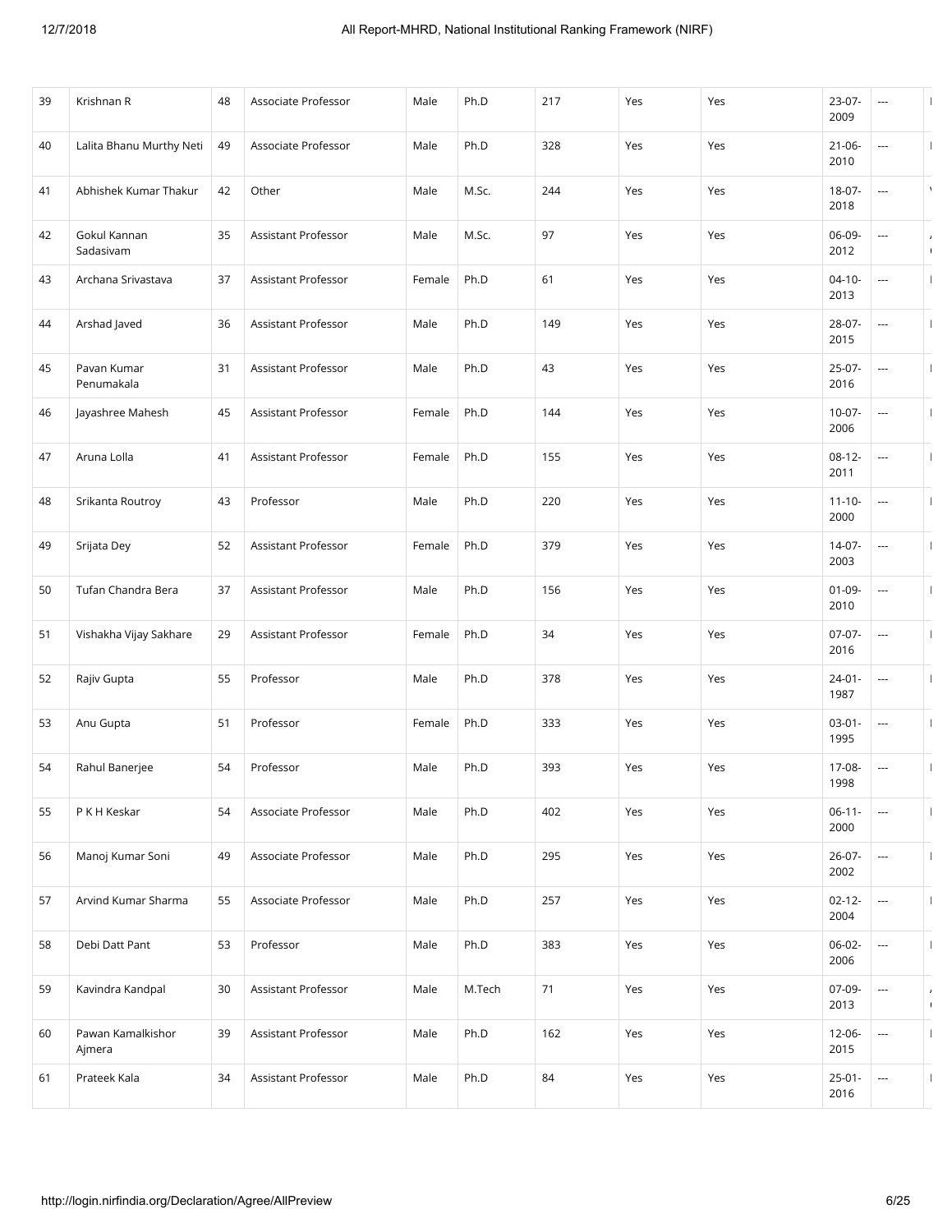| 39 | Krishnan R | 48 | Associate Professor | Male | Ph.D | 217 | Yes | Yes | 23-07-2009 | --- | |
|---|---|---|---|---|---|---|---|---|---|---|---|
| 40 | Lalita Bhanu Murthy Neti | 49 | Associate Professor | Male | Ph.D | 328 | Yes | Yes | 21-06-2010 | --- | |
| 41 | Abhishek Kumar Thakur | 42 | Other | Male | M.Sc. | 244 | Yes | Yes | 18-07-2018 | --- | |
| 42 | Gokul Kannan Sadasivam | 35 | Assistant Professor | Male | M.Sc. | 97 | Yes | Yes | 06-09-2012 | --- | |
| 43 | Archana Srivastava | 37 | Assistant Professor | Female | Ph.D | 61 | Yes | Yes | 04-10-2013 | --- | |
| 44 | Arshad Javed | 36 | Assistant Professor | Male | Ph.D | 149 | Yes | Yes | 28-07-2015 | --- | |
| 45 | Pavan Kumar Penumakala | 31 | Assistant Professor | Male | Ph.D | 43 | Yes | Yes | 25-07-2016 | --- | |
| 46 | Jayashree Mahesh | 45 | Assistant Professor | Female | Ph.D | 144 | Yes | Yes | 10-07-2006 | --- | |
| 47 | Aruna Lolla | 41 | Assistant Professor | Female | Ph.D | 155 | Yes | Yes | 08-12-2011 | --- | |
| 48 | Srikanta Routroy | 43 | Professor | Male | Ph.D | 220 | Yes | Yes | 11-10-2000 | --- | |
| 49 | Srijata Dey | 52 | Assistant Professor | Female | Ph.D | 379 | Yes | Yes | 14-07-2003 | --- | |
| 50 | Tufan Chandra Bera | 37 | Assistant Professor | Male | Ph.D | 156 | Yes | Yes | 01-09-2010 | --- | |
| 51 | Vishakha Vijay Sakhare | 29 | Assistant Professor | Female | Ph.D | 34 | Yes | Yes | 07-07-2016 | --- | |
| 52 | Rajiv Gupta | 55 | Professor | Male | Ph.D | 378 | Yes | Yes | 24-01-1987 | --- | |
| 53 | Anu Gupta | 51 | Professor | Female | Ph.D | 333 | Yes | Yes | 03-01-1995 | --- | |
| 54 | Rahul Banerjee | 54 | Professor | Male | Ph.D | 393 | Yes | Yes | 17-08-1998 | --- | |
| 55 | P K H Keskar | 54 | Associate Professor | Male | Ph.D | 402 | Yes | Yes | 06-11-2000 | --- | |
| 56 | Manoj Kumar Soni | 49 | Associate Professor | Male | Ph.D | 295 | Yes | Yes | 26-07-2002 | --- | |
| 57 | Arvind Kumar Sharma | 55 | Associate Professor | Male | Ph.D | 257 | Yes | Yes | 02-12-2004 | --- | |
| 58 | Debi Datt Pant | 53 | Professor | Male | Ph.D | 383 | Yes | Yes | 06-02-2006 | --- | |
| 59 | Kavindra Kandpal | 30 | Assistant Professor | Male | M.Tech | 71 | Yes | Yes | 07-09-2013 | --- | |
| 60 | Pawan Kamalkishor Ajmera | 39 | Assistant Professor | Male | Ph.D | 162 | Yes | Yes | 12-06-2015 | --- | |
| 61 | Prateek Kala | 34 | Assistant Professor | Male | Ph.D | 84 | Yes | Yes | 25-01-2016 | --- | |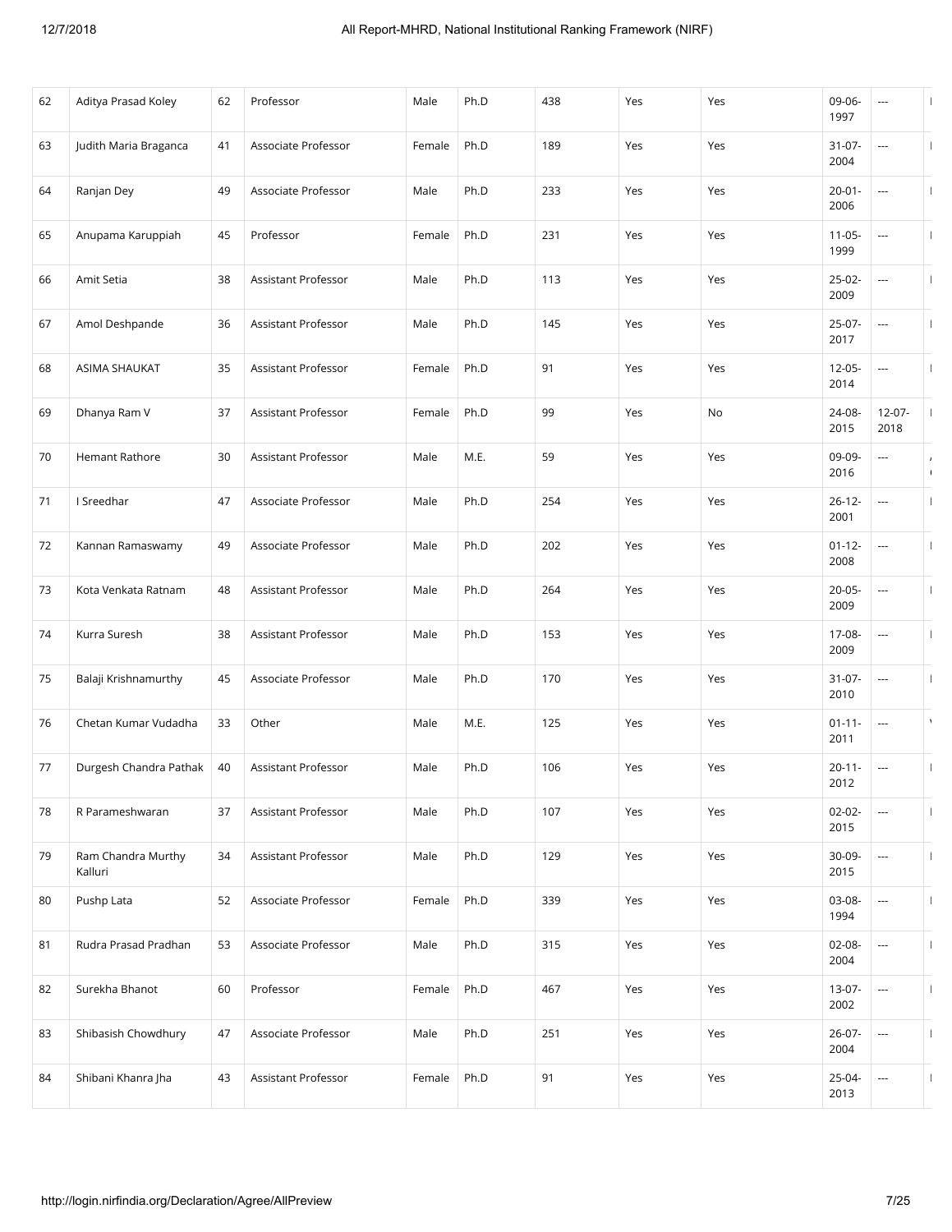| 62 | Aditya Prasad Koley | 62 | Professor | Male | Ph.D | 438 | Yes | Yes | 09-06-1997 | --- | |
|---|---|---|---|---|---|---|---|---|---|---|---|
| 63 | Judith Maria Braganca | 41 | Associate Professor | Female | Ph.D | 189 | Yes | Yes | 31-07-2004 | --- | |
| 64 | Ranjan Dey | 49 | Associate Professor | Male | Ph.D | 233 | Yes | Yes | 20-01-2006 | --- | |
| 65 | Anupama Karuppiah | 45 | Professor | Female | Ph.D | 231 | Yes | Yes | 11-05-1999 | --- | |
| 66 | Amit Setia | 38 | Assistant Professor | Male | Ph.D | 113 | Yes | Yes | 25-02-2009 | --- | |
| 67 | Amol Deshpande | 36 | Assistant Professor | Male | Ph.D | 145 | Yes | Yes | 25-07-2017 | --- | |
| 68 | ASIMA SHAUKAT | 35 | Assistant Professor | Female | Ph.D | 91 | Yes | Yes | 12-05-2014 | --- | |
| 69 | Dhanya Ram V | 37 | Assistant Professor | Female | Ph.D | 99 | Yes | No | 24-08-2015 | 12-07-2018 | |
| 70 | Hemant Rathore | 30 | Assistant Professor | Male | M.E. | 59 | Yes | Yes | 09-09-2016 | --- | |
| 71 | I Sreedhar | 47 | Associate Professor | Male | Ph.D | 254 | Yes | Yes | 26-12-2001 | --- | |
| 72 | Kannan Ramaswamy | 49 | Associate Professor | Male | Ph.D | 202 | Yes | Yes | 01-12-2008 | --- | |
| 73 | Kota Venkata Ratnam | 48 | Assistant Professor | Male | Ph.D | 264 | Yes | Yes | 20-05-2009 | --- | |
| 74 | Kurra Suresh | 38 | Assistant Professor | Male | Ph.D | 153 | Yes | Yes | 17-08-2009 | --- | |
| 75 | Balaji Krishnamurthy | 45 | Associate Professor | Male | Ph.D | 170 | Yes | Yes | 31-07-2010 | --- | |
| 76 | Chetan Kumar Vudadha | 33 | Other | Male | M.E. | 125 | Yes | Yes | 01-11-2011 | --- | |
| 77 | Durgesh Chandra Pathak | 40 | Assistant Professor | Male | Ph.D | 106 | Yes | Yes | 20-11-2012 | --- | |
| 78 | R Parameshwaran | 37 | Assistant Professor | Male | Ph.D | 107 | Yes | Yes | 02-02-2015 | --- | |
| 79 | Ram Chandra Murthy Kalluri | 34 | Assistant Professor | Male | Ph.D | 129 | Yes | Yes | 30-09-2015 | --- | |
| 80 | Pushp Lata | 52 | Associate Professor | Female | Ph.D | 339 | Yes | Yes | 03-08-1994 | --- | |
| 81 | Rudra Prasad Pradhan | 53 | Associate Professor | Male | Ph.D | 315 | Yes | Yes | 02-08-2004 | --- | |
| 82 | Surekha Bhanot | 60 | Professor | Female | Ph.D | 467 | Yes | Yes | 13-07-2002 | --- | |
| 83 | Shibasish Chowdhury | 47 | Associate Professor | Male | Ph.D | 251 | Yes | Yes | 26-07-2004 | --- | |
| 84 | Shibani Khanra Jha | 43 | Assistant Professor | Female | Ph.D | 91 | Yes | Yes | 25-04-2013 | --- | |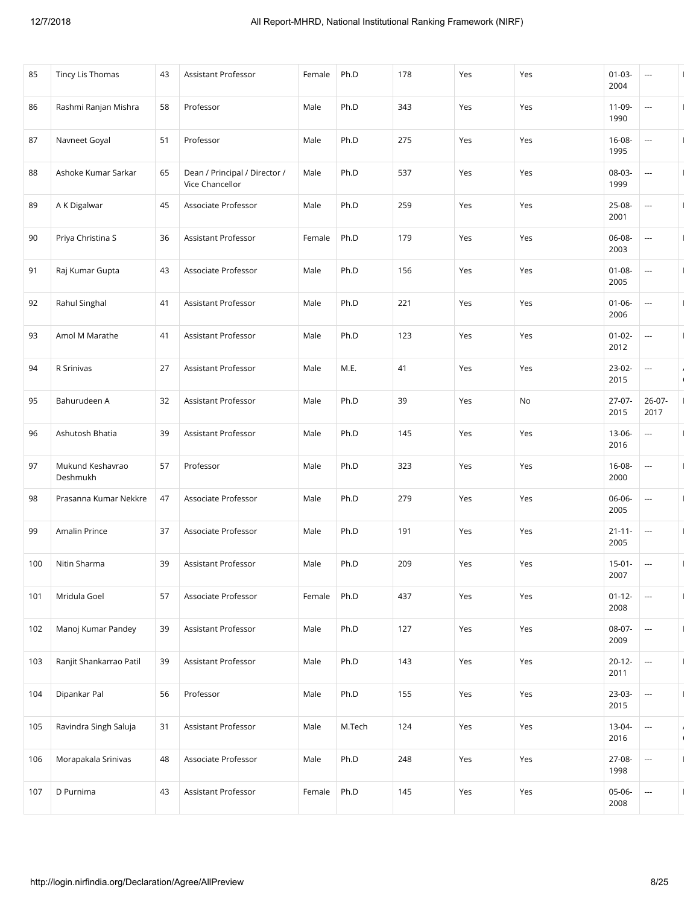| 85 | Tincy Lis Thomas | 43 | Assistant Professor | Female | Ph.D | 178 | Yes | Yes | 01-03-2004 | --- | |
|---|---|---|---|---|---|---|---|---|---|---|---|
| 86 | Rashmi Ranjan Mishra | 58 | Professor | Male | Ph.D | 343 | Yes | Yes | 11-09-1990 | --- | |
| 87 | Navneet Goyal | 51 | Professor | Male | Ph.D | 275 | Yes | Yes | 16-08-1995 | --- | |
| 88 | Ashoke Kumar Sarkar | 65 | Dean / Principal / Director / Vice Chancellor | Male | Ph.D | 537 | Yes | Yes | 08-03-1999 | --- | |
| 89 | A K Digalwar | 45 | Associate Professor | Male | Ph.D | 259 | Yes | Yes | 25-08-2001 | --- | |
| 90 | Priya Christina S | 36 | Assistant Professor | Female | Ph.D | 179 | Yes | Yes | 06-08-2003 | --- | |
| 91 | Raj Kumar Gupta | 43 | Associate Professor | Male | Ph.D | 156 | Yes | Yes | 01-08-2005 | --- | |
| 92 | Rahul Singhal | 41 | Assistant Professor | Male | Ph.D | 221 | Yes | Yes | 01-06-2006 | --- | |
| 93 | Amol M Marathe | 41 | Assistant Professor | Male | Ph.D | 123 | Yes | Yes | 01-02-2012 | --- | |
| 94 | R Srinivas | 27 | Assistant Professor | Male | M.E. | 41 | Yes | Yes | 23-02-2015 | --- | |
| 95 | Bahurudeen A | 32 | Assistant Professor | Male | Ph.D | 39 | Yes | No | 27-07-2015 | 26-07-2017 | |
| 96 | Ashutosh Bhatia | 39 | Assistant Professor | Male | Ph.D | 145 | Yes | Yes | 13-06-2016 | --- | |
| 97 | Mukund Keshavrao Deshmukh | 57 | Professor | Male | Ph.D | 323 | Yes | Yes | 16-08-2000 | --- | |
| 98 | Prasanna Kumar Nekkre | 47 | Associate Professor | Male | Ph.D | 279 | Yes | Yes | 06-06-2005 | --- | |
| 99 | Amalin Prince | 37 | Associate Professor | Male | Ph.D | 191 | Yes | Yes | 21-11-2005 | --- | |
| 100 | Nitin Sharma | 39 | Assistant Professor | Male | Ph.D | 209 | Yes | Yes | 15-01-2007 | --- | |
| 101 | Mridula Goel | 57 | Associate Professor | Female | Ph.D | 437 | Yes | Yes | 01-12-2008 | --- | |
| 102 | Manoj Kumar Pandey | 39 | Assistant Professor | Male | Ph.D | 127 | Yes | Yes | 08-07-2009 | --- | |
| 103 | Ranjit Shankarrao Patil | 39 | Assistant Professor | Male | Ph.D | 143 | Yes | Yes | 20-12-2011 | --- | |
| 104 | Dipankar Pal | 56 | Professor | Male | Ph.D | 155 | Yes | Yes | 23-03-2015 | --- | |
| 105 | Ravindra Singh Saluja | 31 | Assistant Professor | Male | M.Tech | 124 | Yes | Yes | 13-04-2016 | --- | |
| 106 | Morapakala Srinivas | 48 | Associate Professor | Male | Ph.D | 248 | Yes | Yes | 27-08-1998 | --- | |
| 107 | D Purnima | 43 | Assistant Professor | Female | Ph.D | 145 | Yes | Yes | 05-06-2008 | --- | |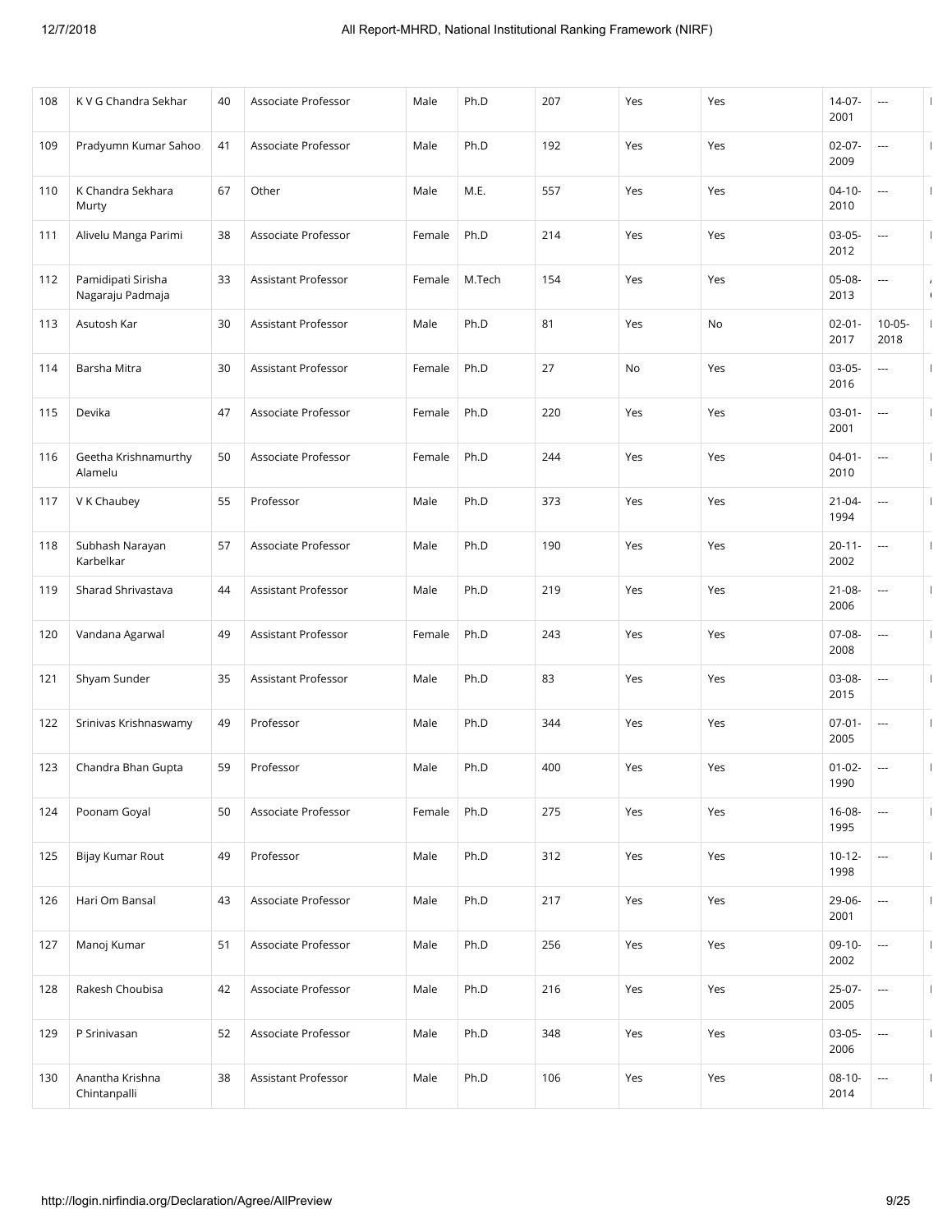| 108 | K V G Chandra Sekhar | 40 | Associate Professor | Male | Ph.D | 207 | Yes | Yes | 14-07-2001 | --- | |
|---|---|---|---|---|---|---|---|---|---|---|---|
| 109 | Pradyumn Kumar Sahoo | 41 | Associate Professor | Male | Ph.D | 192 | Yes | Yes | 02-07-2009 | --- | |
| 110 | K Chandra Sekhara Murty | 67 | Other | Male | M.E. | 557 | Yes | Yes | 04-10-2010 | --- | |
| 111 | Alivelu Manga Parimi | 38 | Associate Professor | Female | Ph.D | 214 | Yes | Yes | 03-05-2012 | --- | |
| 112 | Pamidipati Sirisha Nagaraju Padmaja | 33 | Assistant Professor | Female | M.Tech | 154 | Yes | Yes | 05-08-2013 | --- | |
| 113 | Asutosh Kar | 30 | Assistant Professor | Male | Ph.D | 81 | Yes | No | 02-01-2017 | 10-05-2018 | |
| 114 | Barsha Mitra | 30 | Assistant Professor | Female | Ph.D | 27 | No | Yes | 03-05-2016 | --- | |
| 115 | Devika | 47 | Associate Professor | Female | Ph.D | 220 | Yes | Yes | 03-01-2001 | --- | |
| 116 | Geetha Krishnamurthy Alamelu | 50 | Associate Professor | Female | Ph.D | 244 | Yes | Yes | 04-01-2010 | --- | |
| 117 | V K Chaubey | 55 | Professor | Male | Ph.D | 373 | Yes | Yes | 21-04-1994 | --- | |
| 118 | Subhash Narayan Karbelkar | 57 | Associate Professor | Male | Ph.D | 190 | Yes | Yes | 20-11-2002 | --- | |
| 119 | Sharad Shrivastava | 44 | Assistant Professor | Male | Ph.D | 219 | Yes | Yes | 21-08-2006 | --- | |
| 120 | Vandana Agarwal | 49 | Assistant Professor | Female | Ph.D | 243 | Yes | Yes | 07-08-2008 | --- | |
| 121 | Shyam Sunder | 35 | Assistant Professor | Male | Ph.D | 83 | Yes | Yes | 03-08-2015 | --- | |
| 122 | Srinivas Krishnaswamy | 49 | Professor | Male | Ph.D | 344 | Yes | Yes | 07-01-2005 | --- | |
| 123 | Chandra Bhan Gupta | 59 | Professor | Male | Ph.D | 400 | Yes | Yes | 01-02-1990 | --- | |
| 124 | Poonam Goyal | 50 | Associate Professor | Female | Ph.D | 275 | Yes | Yes | 16-08-1995 | --- | |
| 125 | Bijay Kumar Rout | 49 | Professor | Male | Ph.D | 312 | Yes | Yes | 10-12-1998 | --- | |
| 126 | Hari Om Bansal | 43 | Associate Professor | Male | Ph.D | 217 | Yes | Yes | 29-06-2001 | --- | |
| 127 | Manoj Kumar | 51 | Associate Professor | Male | Ph.D | 256 | Yes | Yes | 09-10-2002 | --- | |
| 128 | Rakesh Choubisa | 42 | Associate Professor | Male | Ph.D | 216 | Yes | Yes | 25-07-2005 | --- | |
| 129 | P Srinivasan | 52 | Associate Professor | Male | Ph.D | 348 | Yes | Yes | 03-05-2006 | --- | |
| 130 | Anantha Krishna Chintanpalli | 38 | Assistant Professor | Male | Ph.D | 106 | Yes | Yes | 08-10-2014 | --- | |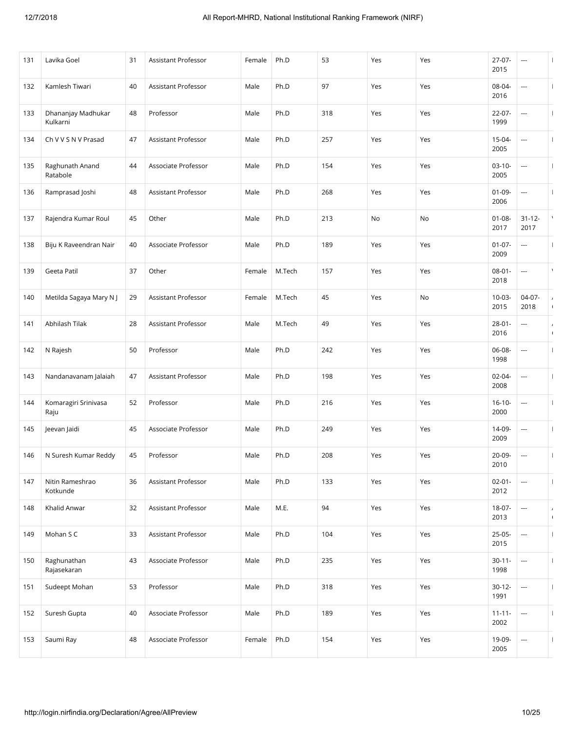| 131 | Lavika Goel | 31 | Assistant Professor | Female | Ph.D | 53 | Yes | Yes | 27-07-2015 | --- | |
|---|---|---|---|---|---|---|---|---|---|---|---|
| 132 | Kamlesh Tiwari | 40 | Assistant Professor | Male | Ph.D | 97 | Yes | Yes | 08-04-2016 | --- | |
| 133 | Dhananjay Madhukar Kulkarni | 48 | Professor | Male | Ph.D | 318 | Yes | Yes | 22-07-1999 | --- | |
| 134 | Ch V V S N V Prasad | 47 | Assistant Professor | Male | Ph.D | 257 | Yes | Yes | 15-04-2005 | --- | |
| 135 | Raghunath Anand Ratabole | 44 | Associate Professor | Male | Ph.D | 154 | Yes | Yes | 03-10-2005 | --- | |
| 136 | Ramprasad Joshi | 48 | Assistant Professor | Male | Ph.D | 268 | Yes | Yes | 01-09-2006 | --- | |
| 137 | Rajendra Kumar Roul | 45 | Other | Male | Ph.D | 213 | No | No | 01-08-2017 | 31-12-2017 | |
| 138 | Biju K Raveendran Nair | 40 | Associate Professor | Male | Ph.D | 189 | Yes | Yes | 01-07-2009 | --- | |
| 139 | Geeta Patil | 37 | Other | Female | M.Tech | 157 | Yes | Yes | 08-01-2018 | --- | |
| 140 | Metilda Sagaya Mary N J | 29 | Assistant Professor | Female | M.Tech | 45 | Yes | No | 10-03-2015 | 04-07-2018 | |
| 141 | Abhilash Tilak | 28 | Assistant Professor | Male | M.Tech | 49 | Yes | Yes | 28-01-2016 | --- | |
| 142 | N Rajesh | 50 | Professor | Male | Ph.D | 242 | Yes | Yes | 06-08-1998 | --- | |
| 143 | Nandanavanam Jalaiah | 47 | Assistant Professor | Male | Ph.D | 198 | Yes | Yes | 02-04-2008 | --- | |
| 144 | Komaragiri Srinivasa Raju | 52 | Professor | Male | Ph.D | 216 | Yes | Yes | 16-10-2000 | --- | |
| 145 | Jeevan Jaidi | 45 | Associate Professor | Male | Ph.D | 249 | Yes | Yes | 14-09-2009 | --- | |
| 146 | N Suresh Kumar Reddy | 45 | Professor | Male | Ph.D | 208 | Yes | Yes | 20-09-2010 | --- | |
| 147 | Nitin Rameshrao Kotkunde | 36 | Assistant Professor | Male | Ph.D | 133 | Yes | Yes | 02-01-2012 | --- | |
| 148 | Khalid Anwar | 32 | Assistant Professor | Male | M.E. | 94 | Yes | Yes | 18-07-2013 | --- | |
| 149 | Mohan S C | 33 | Assistant Professor | Male | Ph.D | 104 | Yes | Yes | 25-05-2015 | --- | |
| 150 | Raghunathan Rajasekaran | 43 | Associate Professor | Male | Ph.D | 235 | Yes | Yes | 30-11-1998 | --- | |
| 151 | Sudeept Mohan | 53 | Professor | Male | Ph.D | 318 | Yes | Yes | 30-12-1991 | --- | |
| 152 | Suresh Gupta | 40 | Associate Professor | Male | Ph.D | 189 | Yes | Yes | 11-11-2002 | --- | |
| 153 | Saumi Ray | 48 | Associate Professor | Female | Ph.D | 154 | Yes | Yes | 19-09-2005 | --- | |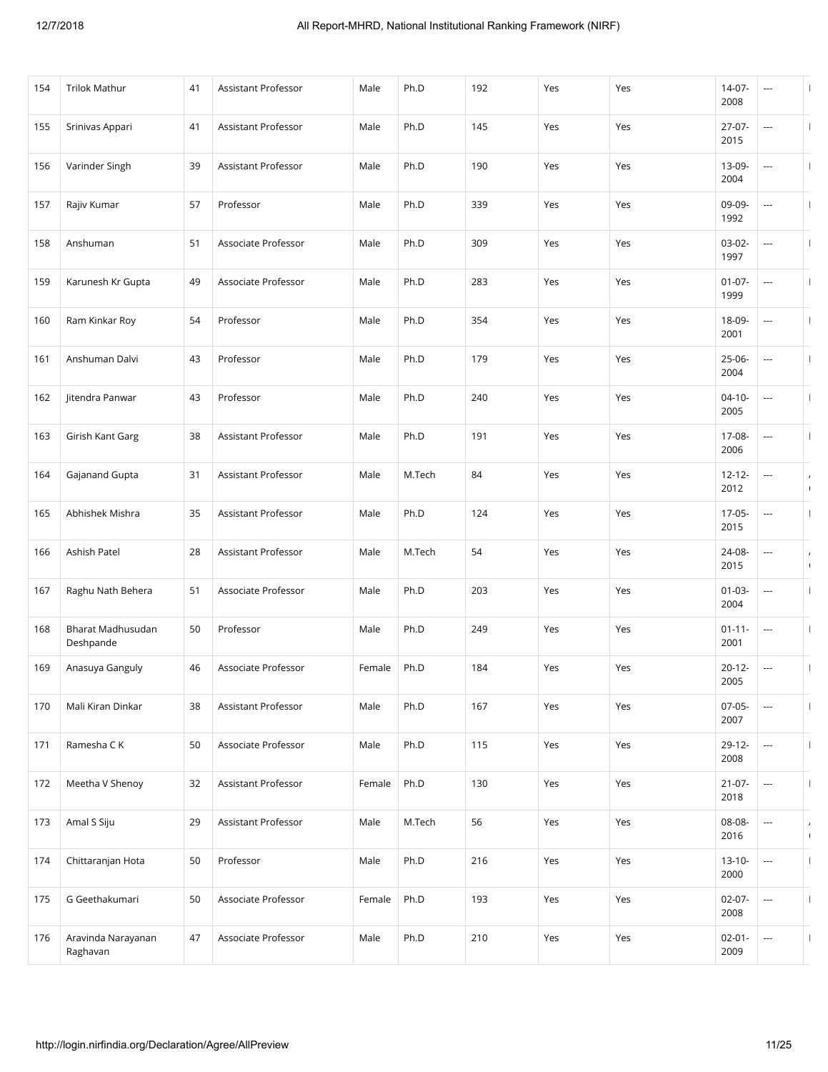| 154 | Trilok Mathur | 41 | Assistant Professor | Male | Ph.D | 192 | Yes | Yes | 14-07-2008 | --- | |
|---|---|---|---|---|---|---|---|---|---|---|---|
| 155 | Srinivas Appari | 41 | Assistant Professor | Male | Ph.D | 145 | Yes | Yes | 27-07-2015 | --- | |
| 156 | Varinder Singh | 39 | Assistant Professor | Male | Ph.D | 190 | Yes | Yes | 13-09-2004 | --- | |
| 157 | Rajiv Kumar | 57 | Professor | Male | Ph.D | 339 | Yes | Yes | 09-09-1992 | --- | |
| 158 | Anshuman | 51 | Associate Professor | Male | Ph.D | 309 | Yes | Yes | 03-02-1997 | --- | |
| 159 | Karunesh Kr Gupta | 49 | Associate Professor | Male | Ph.D | 283 | Yes | Yes | 01-07-1999 | --- | |
| 160 | Ram Kinkar Roy | 54 | Professor | Male | Ph.D | 354 | Yes | Yes | 18-09-2001 | --- | |
| 161 | Anshuman Dalvi | 43 | Professor | Male | Ph.D | 179 | Yes | Yes | 25-06-2004 | --- | |
| 162 | Jitendra Panwar | 43 | Professor | Male | Ph.D | 240 | Yes | Yes | 04-10-2005 | --- | |
| 163 | Girish Kant Garg | 38 | Assistant Professor | Male | Ph.D | 191 | Yes | Yes | 17-08-2006 | --- | |
| 164 | Gajanand Gupta | 31 | Assistant Professor | Male | M.Tech | 84 | Yes | Yes | 12-12-2012 | --- | |
| 165 | Abhishek Mishra | 35 | Assistant Professor | Male | Ph.D | 124 | Yes | Yes | 17-05-2015 | --- | |
| 166 | Ashish Patel | 28 | Assistant Professor | Male | M.Tech | 54 | Yes | Yes | 24-08-2015 | --- | |
| 167 | Raghu Nath Behera | 51 | Associate Professor | Male | Ph.D | 203 | Yes | Yes | 01-03-2004 | --- | |
| 168 | Bharat Madhusudan Deshpande | 50 | Professor | Male | Ph.D | 249 | Yes | Yes | 01-11-2001 | --- | |
| 169 | Anasuya Ganguly | 46 | Associate Professor | Female | Ph.D | 184 | Yes | Yes | 20-12-2005 | --- | |
| 170 | Mali Kiran Dinkar | 38 | Assistant Professor | Male | Ph.D | 167 | Yes | Yes | 07-05-2007 | --- | |
| 171 | Ramesha C K | 50 | Associate Professor | Male | Ph.D | 115 | Yes | Yes | 29-12-2008 | --- | |
| 172 | Meetha V Shenoy | 32 | Assistant Professor | Female | Ph.D | 130 | Yes | Yes | 21-07-2018 | --- | |
| 173 | Amal S Siju | 29 | Assistant Professor | Male | M.Tech | 56 | Yes | Yes | 08-08-2016 | --- | |
| 174 | Chittaranjan Hota | 50 | Professor | Male | Ph.D | 216 | Yes | Yes | 13-10-2000 | --- | |
| 175 | G Geethakumari | 50 | Associate Professor | Female | Ph.D | 193 | Yes | Yes | 02-07-2008 | --- | |
| 176 | Aravinda Narayanan Raghavan | 47 | Associate Professor | Male | Ph.D | 210 | Yes | Yes | 02-01-2009 | --- | |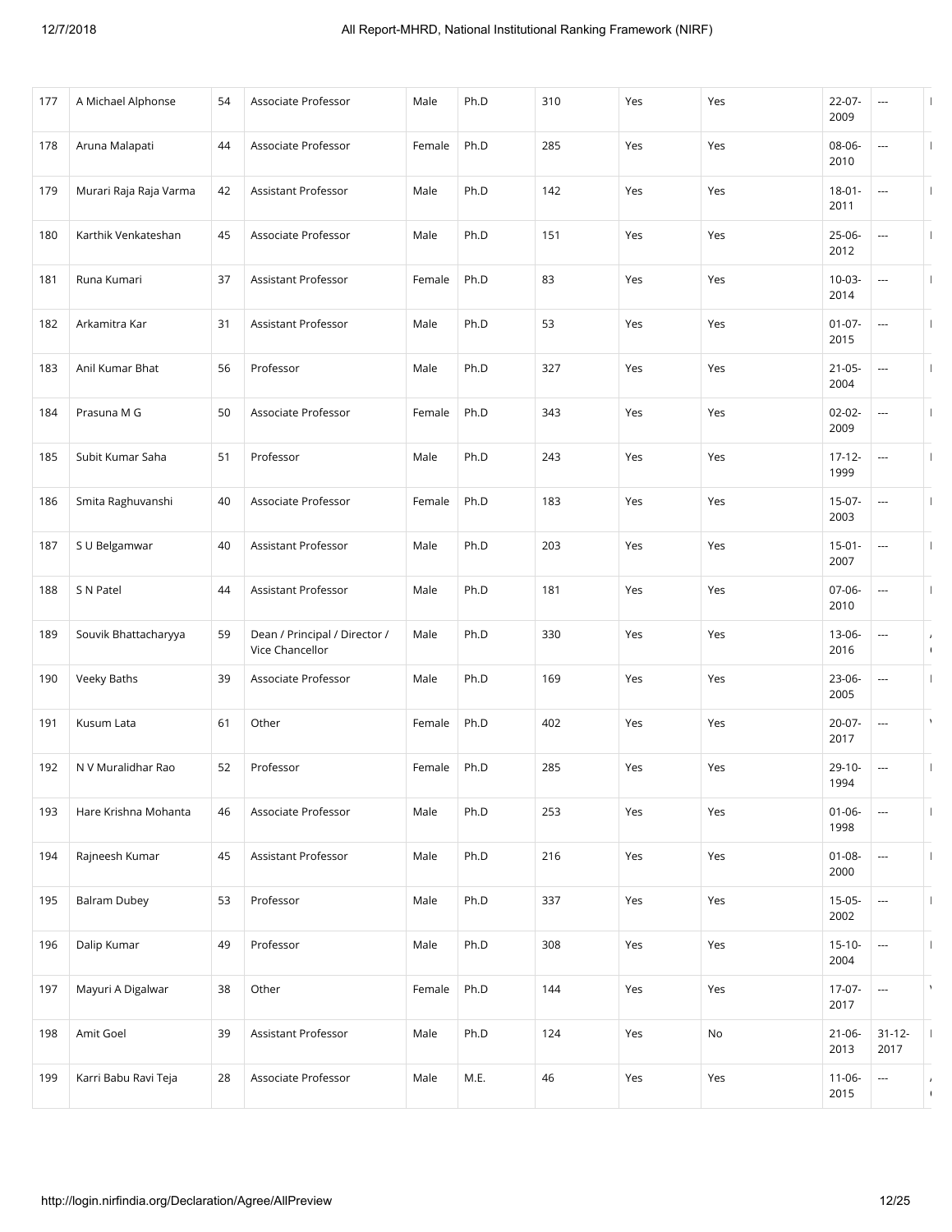| 177 | A Michael Alphonse | 54 | Associate Professor | Male | Ph.D | 310 | Yes | Yes | 22-07-2009 | --- | |
|---|---|---|---|---|---|---|---|---|---|---|---|
| 178 | Aruna Malapati | 44 | Associate Professor | Female | Ph.D | 285 | Yes | Yes | 08-06-2010 | --- | |
| 179 | Murari Raja Raja Varma | 42 | Assistant Professor | Male | Ph.D | 142 | Yes | Yes | 18-01-2011 | --- | |
| 180 | Karthik Venkateshan | 45 | Associate Professor | Male | Ph.D | 151 | Yes | Yes | 25-06-2012 | --- | |
| 181 | Runa Kumari | 37 | Assistant Professor | Female | Ph.D | 83 | Yes | Yes | 10-03-2014 | --- | |
| 182 | Arkamitra Kar | 31 | Assistant Professor | Male | Ph.D | 53 | Yes | Yes | 01-07-2015 | --- | |
| 183 | Anil Kumar Bhat | 56 | Professor | Male | Ph.D | 327 | Yes | Yes | 21-05-2004 | --- | |
| 184 | Prasuna M G | 50 | Associate Professor | Female | Ph.D | 343 | Yes | Yes | 02-02-2009 | --- | |
| 185 | Subit Kumar Saha | 51 | Professor | Male | Ph.D | 243 | Yes | Yes | 17-12-1999 | --- | |
| 186 | Smita Raghuvanshi | 40 | Associate Professor | Female | Ph.D | 183 | Yes | Yes | 15-07-2003 | --- | |
| 187 | S U Belgamwar | 40 | Assistant Professor | Male | Ph.D | 203 | Yes | Yes | 15-01-2007 | --- | |
| 188 | S N Patel | 44 | Assistant Professor | Male | Ph.D | 181 | Yes | Yes | 07-06-2010 | --- | |
| 189 | Souvik Bhattacharyya | 59 | Dean / Principal / Director / Vice Chancellor | Male | Ph.D | 330 | Yes | Yes | 13-06-2016 | --- | |
| 190 | Veeky Baths | 39 | Associate Professor | Male | Ph.D | 169 | Yes | Yes | 23-06-2005 | --- | |
| 191 | Kusum Lata | 61 | Other | Female | Ph.D | 402 | Yes | Yes | 20-07-2017 | --- | |
| 192 | N V Muralidhar Rao | 52 | Professor | Female | Ph.D | 285 | Yes | Yes | 29-10-1994 | --- | |
| 193 | Hare Krishna Mohanta | 46 | Associate Professor | Male | Ph.D | 253 | Yes | Yes | 01-06-1998 | --- | |
| 194 | Rajneesh Kumar | 45 | Assistant Professor | Male | Ph.D | 216 | Yes | Yes | 01-08-2000 | --- | |
| 195 | Balram Dubey | 53 | Professor | Male | Ph.D | 337 | Yes | Yes | 15-05-2002 | --- | |
| 196 | Dalip Kumar | 49 | Professor | Male | Ph.D | 308 | Yes | Yes | 15-10-2004 | --- | |
| 197 | Mayuri A Digalwar | 38 | Other | Female | Ph.D | 144 | Yes | Yes | 17-07-2017 | --- | |
| 198 | Amit Goel | 39 | Assistant Professor | Male | Ph.D | 124 | Yes | No | 21-06-2013 | 31-12-2017 | |
| 199 | Karri Babu Ravi Teja | 28 | Associate Professor | Male | M.E. | 46 | Yes | Yes | 11-06-2015 | --- | |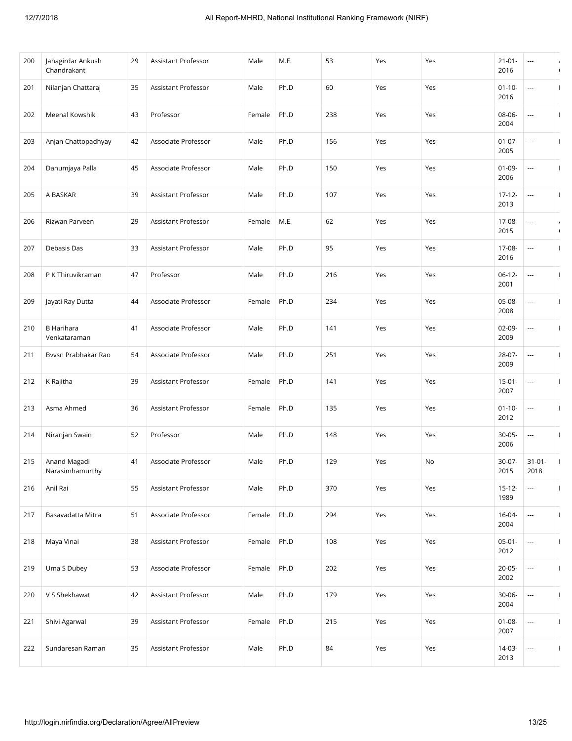| 200 | Jahagirdar Ankush Chandrakant | 29 | Assistant Professor | Male | M.E. | 53 | Yes | Yes | 21-01-2016 | --- | |
|---|---|---|---|---|---|---|---|---|---|---|---|
| 201 | Nilanjan Chattaraj | 35 | Assistant Professor | Male | Ph.D | 60 | Yes | Yes | 01-10-2016 | --- | |
| 202 | Meenal Kowshik | 43 | Professor | Female | Ph.D | 238 | Yes | Yes | 08-06-2004 | --- | |
| 203 | Anjan Chattopadhyay | 42 | Associate Professor | Male | Ph.D | 156 | Yes | Yes | 01-07-2005 | --- | |
| 204 | Danumjaya Palla | 45 | Associate Professor | Male | Ph.D | 150 | Yes | Yes | 01-09-2006 | --- | |
| 205 | A BASKAR | 39 | Assistant Professor | Male | Ph.D | 107 | Yes | Yes | 17-12-2013 | --- | |
| 206 | Rizwan Parveen | 29 | Assistant Professor | Female | M.E. | 62 | Yes | Yes | 17-08-2015 | --- | |
| 207 | Debasis Das | 33 | Assistant Professor | Male | Ph.D | 95 | Yes | Yes | 17-08-2016 | --- | |
| 208 | P K Thiruvikraman | 47 | Professor | Male | Ph.D | 216 | Yes | Yes | 06-12-2001 | --- | |
| 209 | Jayati Ray Dutta | 44 | Associate Professor | Female | Ph.D | 234 | Yes | Yes | 05-08-2008 | --- | |
| 210 | B Harihara Venkataraman | 41 | Associate Professor | Male | Ph.D | 141 | Yes | Yes | 02-09-2009 | --- | |
| 211 | Bvvsn Prabhakar Rao | 54 | Associate Professor | Male | Ph.D | 251 | Yes | Yes | 28-07-2009 | --- | |
| 212 | K Rajitha | 39 | Assistant Professor | Female | Ph.D | 141 | Yes | Yes | 15-01-2007 | --- | |
| 213 | Asma Ahmed | 36 | Assistant Professor | Female | Ph.D | 135 | Yes | Yes | 01-10-2012 | --- | |
| 214 | Niranjan Swain | 52 | Professor | Male | Ph.D | 148 | Yes | Yes | 30-05-2006 | --- | |
| 215 | Anand Magadi Narasimhamurthy | 41 | Associate Professor | Male | Ph.D | 129 | Yes | No | 30-07-2015 | 31-01-2018 | |
| 216 | Anil Rai | 55 | Assistant Professor | Male | Ph.D | 370 | Yes | Yes | 15-12-1989 | --- | |
| 217 | Basavadatta Mitra | 51 | Associate Professor | Female | Ph.D | 294 | Yes | Yes | 16-04-2004 | --- | |
| 218 | Maya Vinai | 38 | Assistant Professor | Female | Ph.D | 108 | Yes | Yes | 05-01-2012 | --- | |
| 219 | Uma S Dubey | 53 | Associate Professor | Female | Ph.D | 202 | Yes | Yes | 20-05-2002 | --- | |
| 220 | V S Shekhawat | 42 | Assistant Professor | Male | Ph.D | 179 | Yes | Yes | 30-06-2004 | --- | |
| 221 | Shivi Agarwal | 39 | Assistant Professor | Female | Ph.D | 215 | Yes | Yes | 01-08-2007 | --- | |
| 222 | Sundaresan Raman | 35 | Assistant Professor | Male | Ph.D | 84 | Yes | Yes | 14-03-2013 | --- | |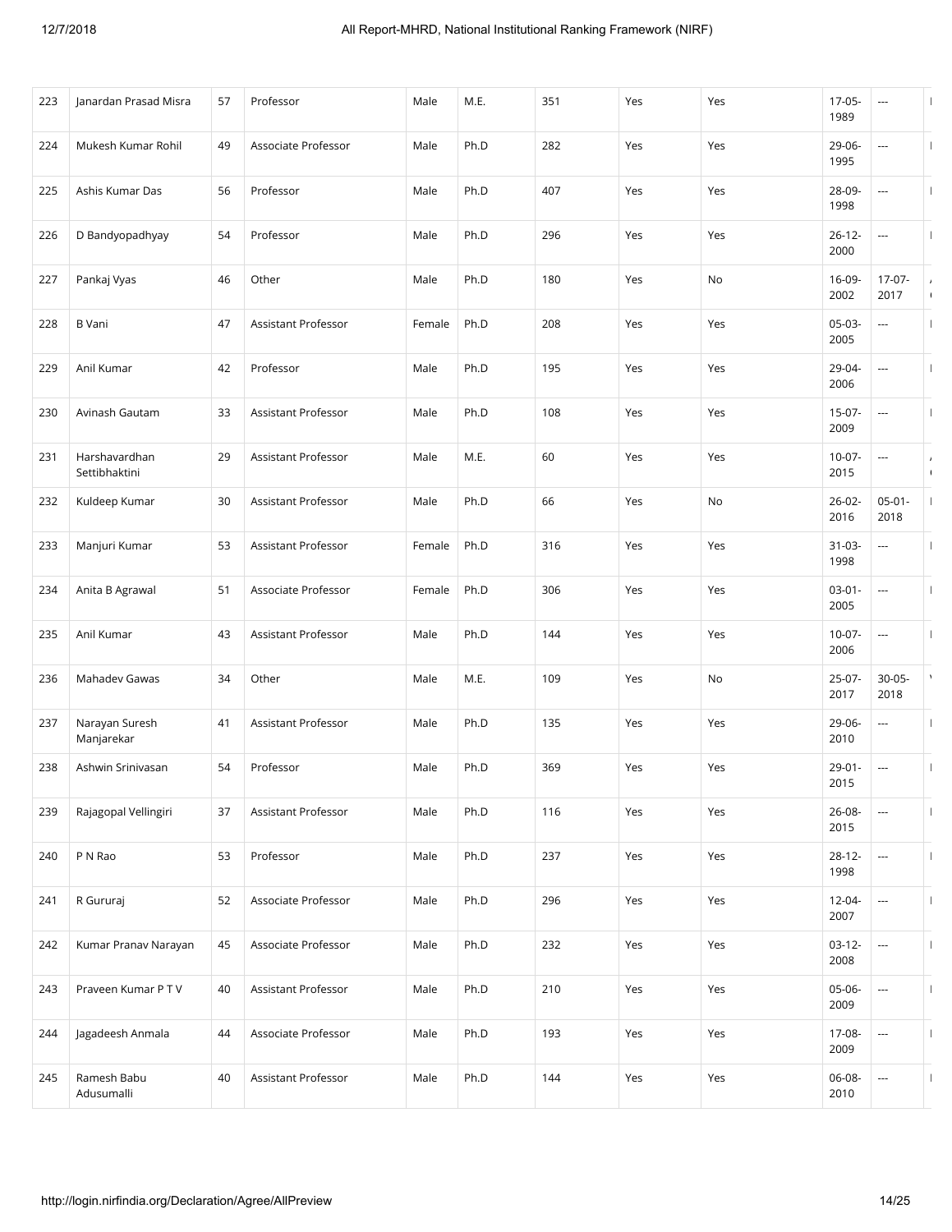| 223 | Janardan Prasad Misra | 57 | Professor | Male | M.E. | 351 | Yes | Yes | 17-05-1989 | --- |
|---|---|---|---|---|---|---|---|---|---|---|
| 224 | Mukesh Kumar Rohil | 49 | Associate Professor | Male | Ph.D | 282 | Yes | Yes | 29-06-1995 | --- |
| 225 | Ashis Kumar Das | 56 | Professor | Male | Ph.D | 407 | Yes | Yes | 28-09-1998 | --- |
| 226 | D Bandyopadhyay | 54 | Professor | Male | Ph.D | 296 | Yes | Yes | 26-12-2000 | --- |
| 227 | Pankaj Vyas | 46 | Other | Male | Ph.D | 180 | Yes | No | 16-09-2002 | 17-07-2017 |
| 228 | B Vani | 47 | Assistant Professor | Female | Ph.D | 208 | Yes | Yes | 05-03-2005 | --- |
| 229 | Anil Kumar | 42 | Professor | Male | Ph.D | 195 | Yes | Yes | 29-04-2006 | --- |
| 230 | Avinash Gautam | 33 | Assistant Professor | Male | Ph.D | 108 | Yes | Yes | 15-07-2009 | --- |
| 231 | Harshavardhan Settibhaktini | 29 | Assistant Professor | Male | M.E. | 60 | Yes | Yes | 10-07-2015 | --- |
| 232 | Kuldeep Kumar | 30 | Assistant Professor | Male | Ph.D | 66 | Yes | No | 26-02-2016 | 05-01-2018 |
| 233 | Manjuri Kumar | 53 | Assistant Professor | Female | Ph.D | 316 | Yes | Yes | 31-03-1998 | --- |
| 234 | Anita B Agrawal | 51 | Associate Professor | Female | Ph.D | 306 | Yes | Yes | 03-01-2005 | --- |
| 235 | Anil Kumar | 43 | Assistant Professor | Male | Ph.D | 144 | Yes | Yes | 10-07-2006 | --- |
| 236 | Mahadev Gawas | 34 | Other | Male | M.E. | 109 | Yes | No | 25-07-2017 | 30-05-2018 |
| 237 | Narayan Suresh Manjarekar | 41 | Assistant Professor | Male | Ph.D | 135 | Yes | Yes | 29-06-2010 | --- |
| 238 | Ashwin Srinivasan | 54 | Professor | Male | Ph.D | 369 | Yes | Yes | 29-01-2015 | --- |
| 239 | Rajagopal Vellingiri | 37 | Assistant Professor | Male | Ph.D | 116 | Yes | Yes | 26-08-2015 | --- |
| 240 | P N Rao | 53 | Professor | Male | Ph.D | 237 | Yes | Yes | 28-12-1998 | --- |
| 241 | R Gururaj | 52 | Associate Professor | Male | Ph.D | 296 | Yes | Yes | 12-04-2007 | --- |
| 242 | Kumar Pranav Narayan | 45 | Associate Professor | Male | Ph.D | 232 | Yes | Yes | 03-12-2008 | --- |
| 243 | Praveen Kumar P T V | 40 | Assistant Professor | Male | Ph.D | 210 | Yes | Yes | 05-06-2009 | --- |
| 244 | Jagadeesh Anmala | 44 | Associate Professor | Male | Ph.D | 193 | Yes | Yes | 17-08-2009 | --- |
| 245 | Ramesh Babu Adusumalli | 40 | Assistant Professor | Male | Ph.D | 144 | Yes | Yes | 06-08-2010 | --- |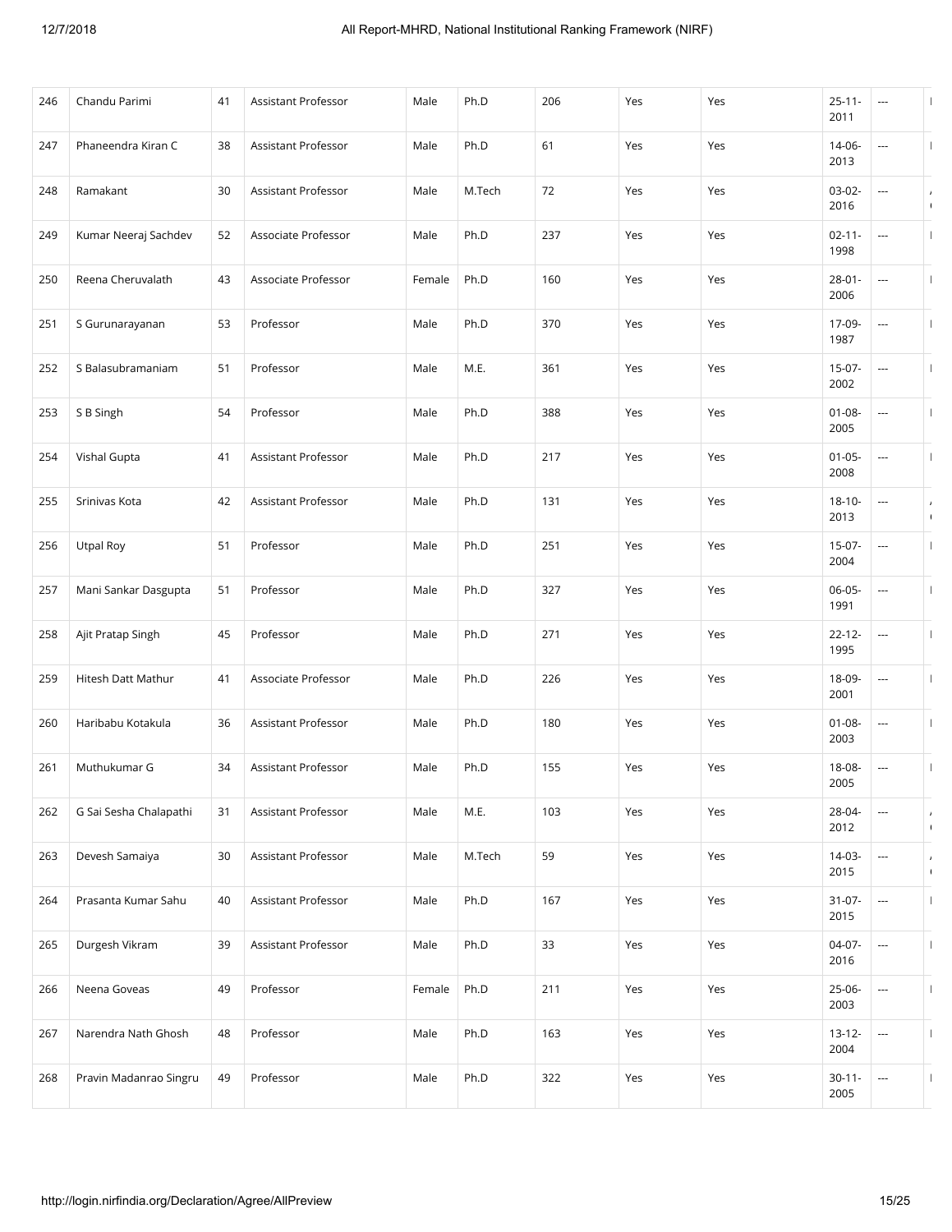| 246 | Chandu Parimi | 41 | Assistant Professor | Male | Ph.D | 206 | Yes | Yes | 25-11-2011 | --- | |
|---|---|---|---|---|---|---|---|---|---|---|---|
| 247 | Phaneendra Kiran C | 38 | Assistant Professor | Male | Ph.D | 61 | Yes | Yes | 14-06-2013 | --- | |
| 248 | Ramakant | 30 | Assistant Professor | Male | M.Tech | 72 | Yes | Yes | 03-02-2016 | --- | |
| 249 | Kumar Neeraj Sachdev | 52 | Associate Professor | Male | Ph.D | 237 | Yes | Yes | 02-11-1998 | --- | |
| 250 | Reena Cheruvalath | 43 | Associate Professor | Female | Ph.D | 160 | Yes | Yes | 28-01-2006 | --- | |
| 251 | S Gurunarayanan | 53 | Professor | Male | Ph.D | 370 | Yes | Yes | 17-09-1987 | --- | |
| 252 | S Balasubramaniam | 51 | Professor | Male | M.E. | 361 | Yes | Yes | 15-07-2002 | --- | |
| 253 | S B Singh | 54 | Professor | Male | Ph.D | 388 | Yes | Yes | 01-08-2005 | --- | |
| 254 | Vishal Gupta | 41 | Assistant Professor | Male | Ph.D | 217 | Yes | Yes | 01-05-2008 | --- | |
| 255 | Srinivas Kota | 42 | Assistant Professor | Male | Ph.D | 131 | Yes | Yes | 18-10-2013 | --- | |
| 256 | Utpal Roy | 51 | Professor | Male | Ph.D | 251 | Yes | Yes | 15-07-2004 | --- | |
| 257 | Mani Sankar Dasgupta | 51 | Professor | Male | Ph.D | 327 | Yes | Yes | 06-05-1991 | --- | |
| 258 | Ajit Pratap Singh | 45 | Professor | Male | Ph.D | 271 | Yes | Yes | 22-12-1995 | --- | |
| 259 | Hitesh Datt Mathur | 41 | Associate Professor | Male | Ph.D | 226 | Yes | Yes | 18-09-2001 | --- | |
| 260 | Haribabu Kotakula | 36 | Assistant Professor | Male | Ph.D | 180 | Yes | Yes | 01-08-2003 | --- | |
| 261 | Muthukumar G | 34 | Assistant Professor | Male | Ph.D | 155 | Yes | Yes | 18-08-2005 | --- | |
| 262 | G Sai Sesha Chalapathi | 31 | Assistant Professor | Male | M.E. | 103 | Yes | Yes | 28-04-2012 | --- | |
| 263 | Devesh Samaiya | 30 | Assistant Professor | Male | M.Tech | 59 | Yes | Yes | 14-03-2015 | --- | |
| 264 | Prasanta Kumar Sahu | 40 | Assistant Professor | Male | Ph.D | 167 | Yes | Yes | 31-07-2015 | --- | |
| 265 | Durgesh Vikram | 39 | Assistant Professor | Male | Ph.D | 33 | Yes | Yes | 04-07-2016 | --- | |
| 266 | Neena Goveas | 49 | Professor | Female | Ph.D | 211 | Yes | Yes | 25-06-2003 | --- | |
| 267 | Narendra Nath Ghosh | 48 | Professor | Male | Ph.D | 163 | Yes | Yes | 13-12-2004 | --- | |
| 268 | Pravin Madanrao Singru | 49 | Professor | Male | Ph.D | 322 | Yes | Yes | 30-11-2005 | --- | |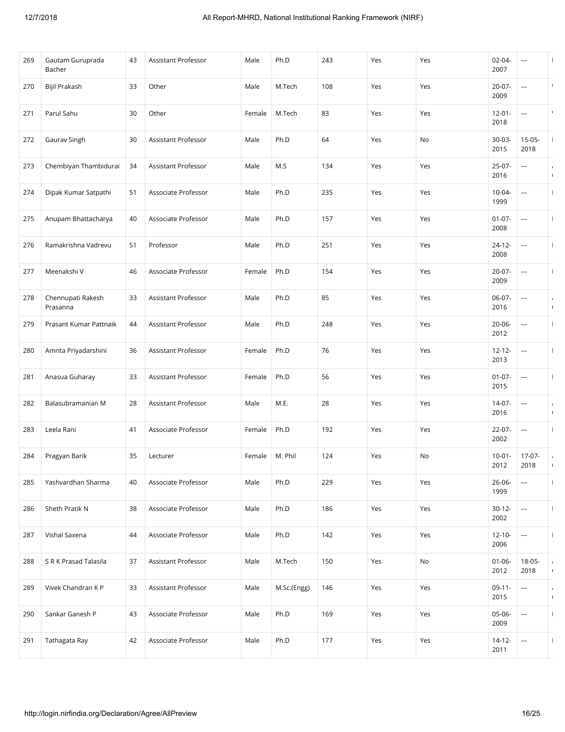| 269 | Gautam Guruprada Bacher | 43 | Assistant Professor | Male | Ph.D | 243 | Yes | Yes | 02-04-2007 | --- | |
|---|---|---|---|---|---|---|---|---|---|---|---|
| 270 | Bijil Prakash | 33 | Other | Male | M.Tech | 108 | Yes | Yes | 20-07-2009 | --- | |
| 271 | Parul Sahu | 30 | Other | Female | M.Tech | 83 | Yes | Yes | 12-01-2018 | --- | |
| 272 | Gaurav Singh | 30 | Assistant Professor | Male | Ph.D | 64 | Yes | No | 30-03-2015 | 15-05-2018 | |
| 273 | Chembiyan Thambidurai | 34 | Assistant Professor | Male | M.S | 134 | Yes | Yes | 25-07-2016 | --- | |
| 274 | Dipak Kumar Satpathi | 51 | Associate Professor | Male | Ph.D | 235 | Yes | Yes | 10-04-1999 | --- | |
| 275 | Anupam Bhattacharya | 40 | Associate Professor | Male | Ph.D | 157 | Yes | Yes | 01-07-2008 | --- | |
| 276 | Ramakrishna Vadrevu | 51 | Professor | Male | Ph.D | 251 | Yes | Yes | 24-12-2008 | --- | |
| 277 | Meenakshi V | 46 | Associate Professor | Female | Ph.D | 154 | Yes | Yes | 20-07-2009 | --- | |
| 278 | Chennupati Rakesh Prasanna | 33 | Assistant Professor | Male | Ph.D | 85 | Yes | Yes | 06-07-2016 | --- | |
| 279 | Prasant Kumar Pattnaik | 44 | Assistant Professor | Male | Ph.D | 248 | Yes | Yes | 20-06-2012 | --- | |
| 280 | Amrita Priyadarshini | 36 | Assistant Professor | Female | Ph.D | 76 | Yes | Yes | 12-12-2013 | --- | |
| 281 | Anasua Guharay | 33 | Assistant Professor | Female | Ph.D | 56 | Yes | Yes | 01-07-2015 | --- | |
| 282 | Balasubramanian M | 28 | Assistant Professor | Male | M.E. | 28 | Yes | Yes | 14-07-2016 | --- | |
| 283 | Leela Rani | 41 | Associate Professor | Female | Ph.D | 192 | Yes | Yes | 22-07-2002 | --- | |
| 284 | Pragyan Barik | 35 | Lecturer | Female | M. Phil | 124 | Yes | No | 10-01-2012 | 17-07-2018 | |
| 285 | Yashvardhan Sharma | 40 | Associate Professor | Male | Ph.D | 229 | Yes | Yes | 26-06-1999 | --- | |
| 286 | Sheth Pratik N | 38 | Associate Professor | Male | Ph.D | 186 | Yes | Yes | 30-12-2002 | --- | |
| 287 | Vishal Saxena | 44 | Associate Professor | Male | Ph.D | 142 | Yes | Yes | 12-10-2006 | --- | |
| 288 | S R K Prasad Talasila | 37 | Assistant Professor | Male | M.Tech | 150 | Yes | No | 01-06-2012 | 18-05-2018 | |
| 289 | Vivek Chandran K P | 33 | Assistant Professor | Male | M.Sc.(Engg) | 146 | Yes | Yes | 09-11-2015 | --- | |
| 290 | Sankar Ganesh P | 43 | Associate Professor | Male | Ph.D | 169 | Yes | Yes | 05-06-2009 | --- | |
| 291 | Tathagata Ray | 42 | Associate Professor | Male | Ph.D | 177 | Yes | Yes | 14-12-2011 | --- | |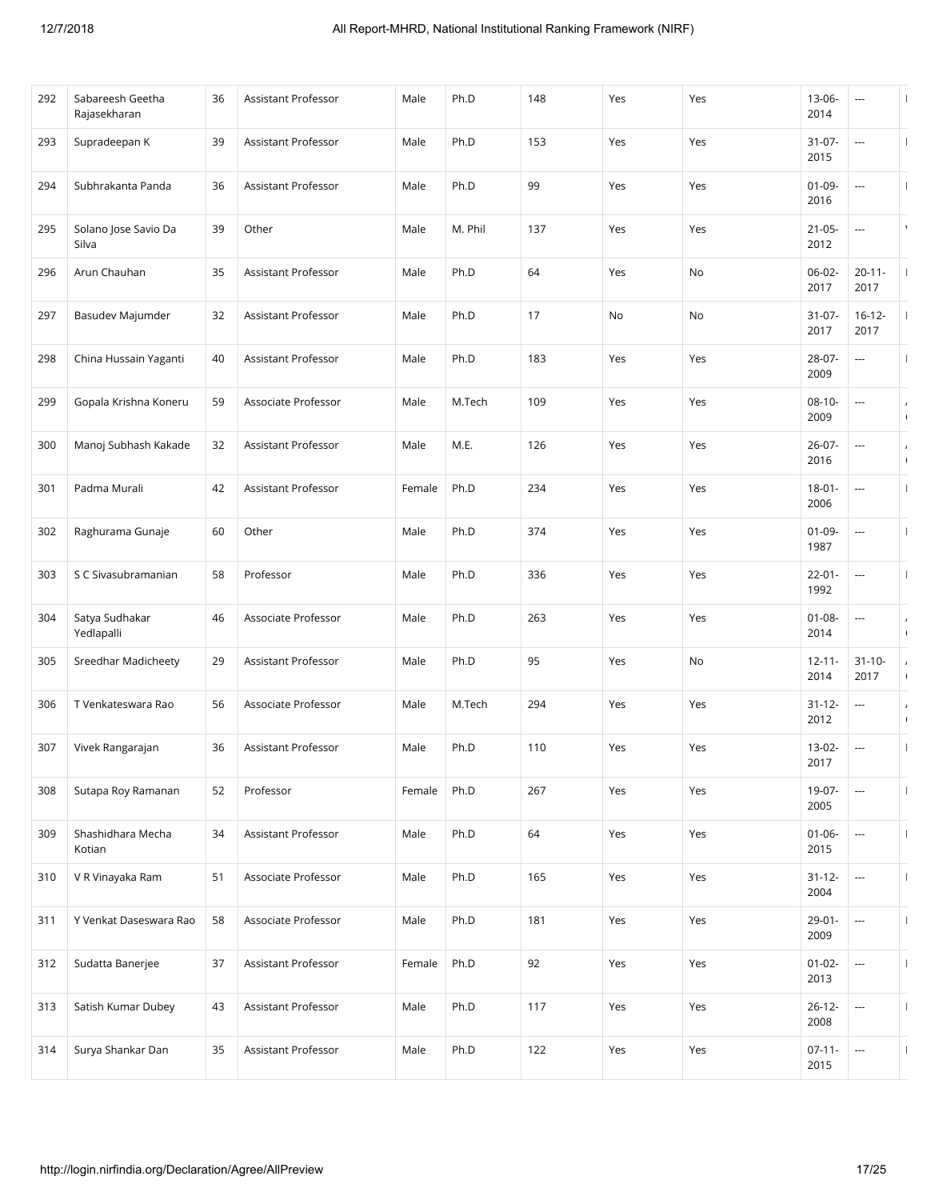| 292 | Sabareesh Geetha Rajasekharan | 36 | Assistant Professor | Male | Ph.D | 148 | Yes | Yes | 13-06-2014 | --- | |
|---|---|---|---|---|---|---|---|---|---|---|---|
| 293 | Supradeepan K | 39 | Assistant Professor | Male | Ph.D | 153 | Yes | Yes | 31-07-2015 | --- | |
| 294 | Subhrakanta Panda | 36 | Assistant Professor | Male | Ph.D | 99 | Yes | Yes | 01-09-2016 | --- | |
| 295 | Solano Jose Savio Da Silva | 39 | Other | Male | M. Phil | 137 | Yes | Yes | 21-05-2012 | --- | |
| 296 | Arun Chauhan | 35 | Assistant Professor | Male | Ph.D | 64 | Yes | No | 06-02-2017 | 20-11-2017 | |
| 297 | Basudev Majumder | 32 | Assistant Professor | Male | Ph.D | 17 | No | No | 31-07-2017 | 16-12-2017 | |
| 298 | China Hussain Yaganti | 40 | Assistant Professor | Male | Ph.D | 183 | Yes | Yes | 28-07-2009 | --- | |
| 299 | Gopala Krishna Koneru | 59 | Associate Professor | Male | M.Tech | 109 | Yes | Yes | 08-10-2009 | --- | |
| 300 | Manoj Subhash Kakade | 32 | Assistant Professor | Male | M.E. | 126 | Yes | Yes | 26-07-2016 | --- | |
| 301 | Padma Murali | 42 | Assistant Professor | Female | Ph.D | 234 | Yes | Yes | 18-01-2006 | --- | |
| 302 | Raghurama Gunaje | 60 | Other | Male | Ph.D | 374 | Yes | Yes | 01-09-1987 | --- | |
| 303 | S C Sivasubramanian | 58 | Professor | Male | Ph.D | 336 | Yes | Yes | 22-01-1992 | --- | |
| 304 | Satya Sudhakar Yedlapalli | 46 | Associate Professor | Male | Ph.D | 263 | Yes | Yes | 01-08-2014 | --- | |
| 305 | Sreedhar Madicheety | 29 | Assistant Professor | Male | Ph.D | 95 | Yes | No | 12-11-2014 | 31-10-2017 | |
| 306 | T Venkateswara Rao | 56 | Associate Professor | Male | M.Tech | 294 | Yes | Yes | 31-12-2012 | --- | |
| 307 | Vivek Rangarajan | 36 | Assistant Professor | Male | Ph.D | 110 | Yes | Yes | 13-02-2017 | --- | |
| 308 | Sutapa Roy Ramanan | 52 | Professor | Female | Ph.D | 267 | Yes | Yes | 19-07-2005 | --- | |
| 309 | Shashidhara Mecha Kotian | 34 | Assistant Professor | Male | Ph.D | 64 | Yes | Yes | 01-06-2015 | --- | |
| 310 | V R Vinayaka Ram | 51 | Associate Professor | Male | Ph.D | 165 | Yes | Yes | 31-12-2004 | --- | |
| 311 | Y Venkat Daseswara Rao | 58 | Associate Professor | Male | Ph.D | 181 | Yes | Yes | 29-01-2009 | --- | |
| 312 | Sudatta Banerjee | 37 | Assistant Professor | Female | Ph.D | 92 | Yes | Yes | 01-02-2013 | --- | |
| 313 | Satish Kumar Dubey | 43 | Assistant Professor | Male | Ph.D | 117 | Yes | Yes | 26-12-2008 | --- | |
| 314 | Surya Shankar Dan | 35 | Assistant Professor | Male | Ph.D | 122 | Yes | Yes | 07-11-2015 | --- | |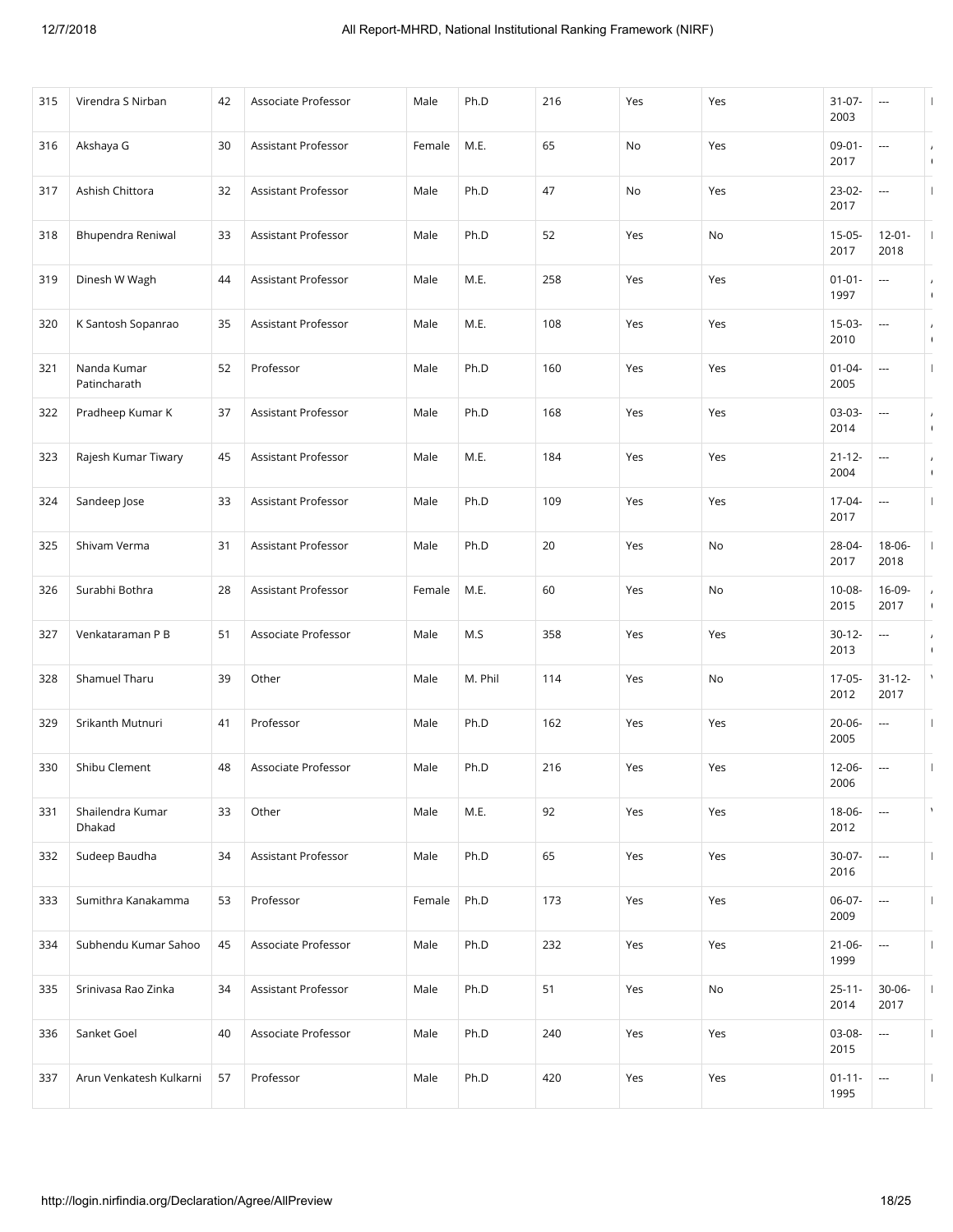| 315 | Virendra S Nirban | 42 | Associate Professor | Male | Ph.D | 216 | Yes | Yes | 31-07-2003 | --- | |
|---|---|---|---|---|---|---|---|---|---|---|---|
| 316 | Akshaya G | 30 | Assistant Professor | Female | M.E. | 65 | No | Yes | 09-01-2017 | --- | |
| 317 | Ashish Chittora | 32 | Assistant Professor | Male | Ph.D | 47 | No | Yes | 23-02-2017 | --- | |
| 318 | Bhupendra Reniwal | 33 | Assistant Professor | Male | Ph.D | 52 | Yes | No | 15-05-2017 | 12-01-2018 | |
| 319 | Dinesh W Wagh | 44 | Assistant Professor | Male | M.E. | 258 | Yes | Yes | 01-01-1997 | --- | |
| 320 | K Santosh Sopanrao | 35 | Assistant Professor | Male | M.E. | 108 | Yes | Yes | 15-03-2010 | --- | |
| 321 | Nanda Kumar Patincharath | 52 | Professor | Male | Ph.D | 160 | Yes | Yes | 01-04-2005 | --- | |
| 322 | Pradheep Kumar K | 37 | Assistant Professor | Male | Ph.D | 168 | Yes | Yes | 03-03-2014 | --- | |
| 323 | Rajesh Kumar Tiwary | 45 | Assistant Professor | Male | M.E. | 184 | Yes | Yes | 21-12-2004 | --- | |
| 324 | Sandeep Jose | 33 | Assistant Professor | Male | Ph.D | 109 | Yes | Yes | 17-04-2017 | --- | |
| 325 | Shivam Verma | 31 | Assistant Professor | Male | Ph.D | 20 | Yes | No | 28-04-2017 | 18-06-2018 | |
| 326 | Surabhi Bothra | 28 | Assistant Professor | Female | M.E. | 60 | Yes | No | 10-08-2015 | 16-09-2017 | |
| 327 | Venkataraman P B | 51 | Associate Professor | Male | M.S | 358 | Yes | Yes | 30-12-2013 | --- | |
| 328 | Shamuel Tharu | 39 | Other | Male | M. Phil | 114 | Yes | No | 17-05-2012 | 31-12-2017 | |
| 329 | Srikanth Mutnuri | 41 | Professor | Male | Ph.D | 162 | Yes | Yes | 20-06-2005 | --- | |
| 330 | Shibu Clement | 48 | Associate Professor | Male | Ph.D | 216 | Yes | Yes | 12-06-2006 | --- | |
| 331 | Shailendra Kumar Dhakad | 33 | Other | Male | M.E. | 92 | Yes | Yes | 18-06-2012 | --- | |
| 332 | Sudeep Baudha | 34 | Assistant Professor | Male | Ph.D | 65 | Yes | Yes | 30-07-2016 | --- | |
| 333 | Sumithra Kanakamma | 53 | Professor | Female | Ph.D | 173 | Yes | Yes | 06-07-2009 | --- | |
| 334 | Subhendu Kumar Sahoo | 45 | Associate Professor | Male | Ph.D | 232 | Yes | Yes | 21-06-1999 | --- | |
| 335 | Srinivasa Rao Zinka | 34 | Assistant Professor | Male | Ph.D | 51 | Yes | No | 25-11-2014 | 30-06-2017 | |
| 336 | Sanket Goel | 40 | Associate Professor | Male | Ph.D | 240 | Yes | Yes | 03-08-2015 | --- | |
| 337 | Arun Venkatesh Kulkarni | 57 | Professor | Male | Ph.D | 420 | Yes | Yes | 01-11-1995 | --- | |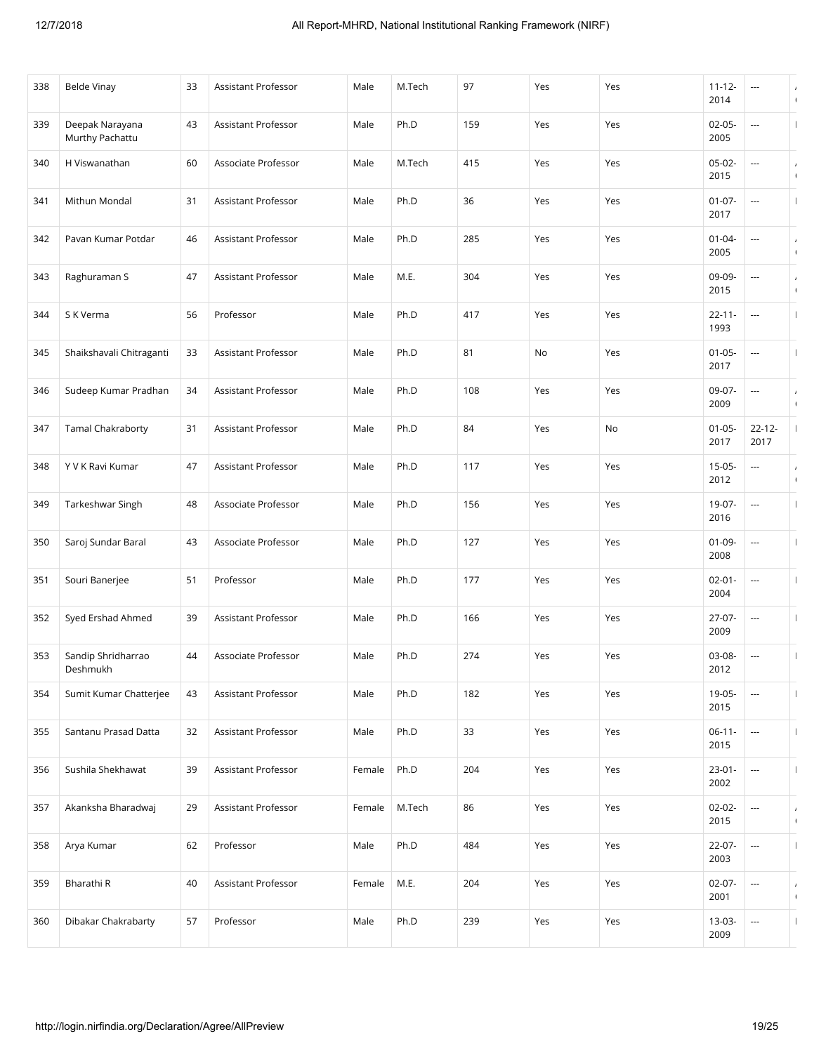| 338 | Belde Vinay | 33 | Assistant Professor | Male | M.Tech | 97 | Yes | Yes | 11-12-2014 | --- | |
|---|---|---|---|---|---|---|---|---|---|---|---|
| 339 | Deepak Narayana Murthy Pachattu | 43 | Assistant Professor | Male | Ph.D | 159 | Yes | Yes | 02-05-2005 | --- | |
| 340 | H Viswanathan | 60 | Associate Professor | Male | M.Tech | 415 | Yes | Yes | 05-02-2015 | --- | |
| 341 | Mithun Mondal | 31 | Assistant Professor | Male | Ph.D | 36 | Yes | Yes | 01-07-2017 | --- | |
| 342 | Pavan Kumar Potdar | 46 | Assistant Professor | Male | Ph.D | 285 | Yes | Yes | 01-04-2005 | --- | |
| 343 | Raghuraman S | 47 | Assistant Professor | Male | M.E. | 304 | Yes | Yes | 09-09-2015 | --- | |
| 344 | S K Verma | 56 | Professor | Male | Ph.D | 417 | Yes | Yes | 22-11-1993 | --- | |
| 345 | Shaikshavali Chitraganti | 33 | Assistant Professor | Male | Ph.D | 81 | No | Yes | 01-05-2017 | --- | |
| 346 | Sudeep Kumar Pradhan | 34 | Assistant Professor | Male | Ph.D | 108 | Yes | Yes | 09-07-2009 | --- | |
| 347 | Tamal Chakraborty | 31 | Assistant Professor | Male | Ph.D | 84 | Yes | No | 01-05-2017 | 22-12-2017 | |
| 348 | Y V K Ravi Kumar | 47 | Assistant Professor | Male | Ph.D | 117 | Yes | Yes | 15-05-2012 | --- | |
| 349 | Tarkeshwar Singh | 48 | Associate Professor | Male | Ph.D | 156 | Yes | Yes | 19-07-2016 | --- | |
| 350 | Saroj Sundar Baral | 43 | Associate Professor | Male | Ph.D | 127 | Yes | Yes | 01-09-2008 | --- | |
| 351 | Souri Banerjee | 51 | Professor | Male | Ph.D | 177 | Yes | Yes | 02-01-2004 | --- | |
| 352 | Syed Ershad Ahmed | 39 | Assistant Professor | Male | Ph.D | 166 | Yes | Yes | 27-07-2009 | --- | |
| 353 | Sandip Shridharrao Deshmukh | 44 | Associate Professor | Male | Ph.D | 274 | Yes | Yes | 03-08-2012 | --- | |
| 354 | Sumit Kumar Chatterjee | 43 | Assistant Professor | Male | Ph.D | 182 | Yes | Yes | 19-05-2015 | --- | |
| 355 | Santanu Prasad Datta | 32 | Assistant Professor | Male | Ph.D | 33 | Yes | Yes | 06-11-2015 | --- | |
| 356 | Sushila Shekhawat | 39 | Assistant Professor | Female | Ph.D | 204 | Yes | Yes | 23-01-2002 | --- | |
| 357 | Akanksha Bharadwaj | 29 | Assistant Professor | Female | M.Tech | 86 | Yes | Yes | 02-02-2015 | --- | |
| 358 | Arya Kumar | 62 | Professor | Male | Ph.D | 484 | Yes | Yes | 22-07-2003 | --- | |
| 359 | Bharathi R | 40 | Assistant Professor | Female | M.E. | 204 | Yes | Yes | 02-07-2001 | --- | |
| 360 | Dibakar Chakrabarty | 57 | Professor | Male | Ph.D | 239 | Yes | Yes | 13-03-2009 | --- | |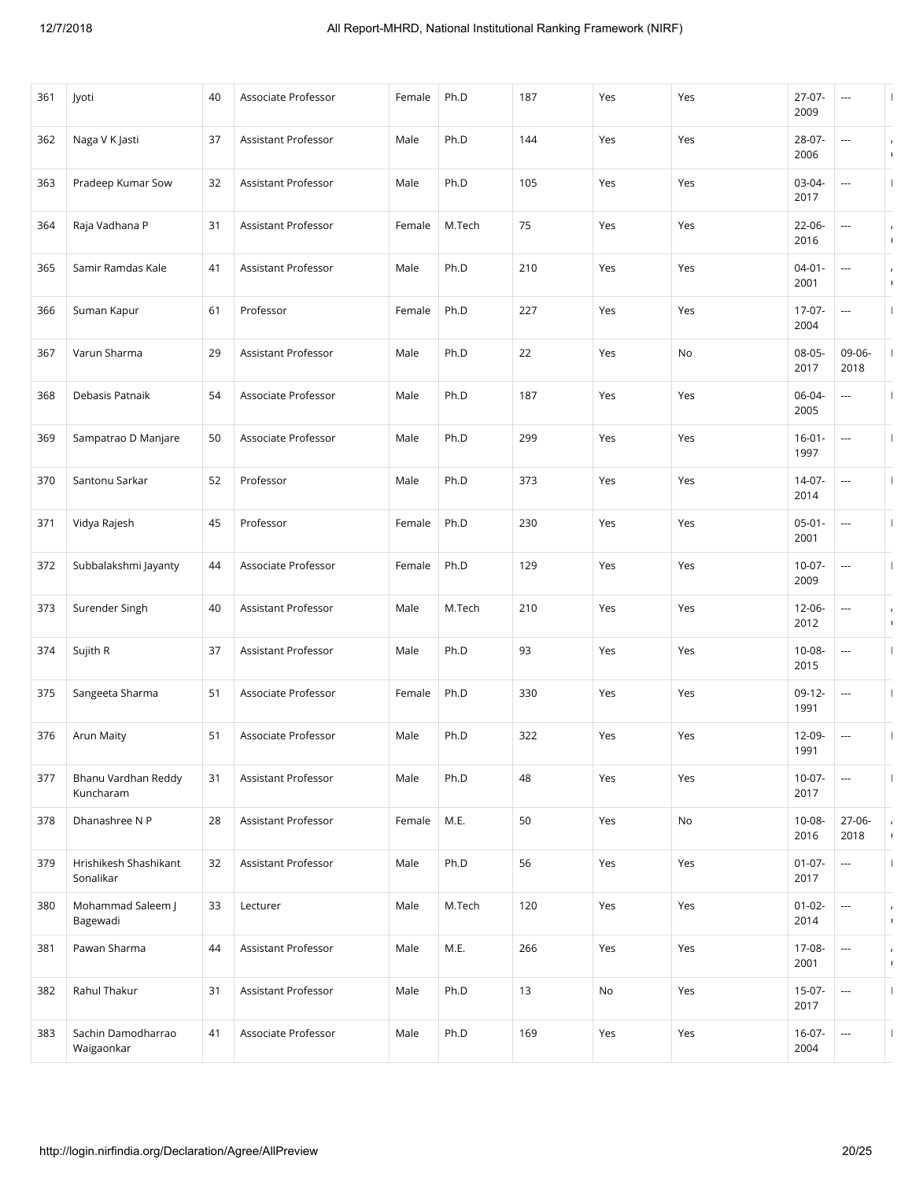| 361 | Jyoti | 40 | Associate Professor | Female | Ph.D | 187 | Yes | Yes | 27-07-2009 | --- |
|---|---|---|---|---|---|---|---|---|---|---|
| 362 | Naga V K Jasti | 37 | Assistant Professor | Male | Ph.D | 144 | Yes | Yes | 28-07-2006 | --- |
| 363 | Pradeep Kumar Sow | 32 | Assistant Professor | Male | Ph.D | 105 | Yes | Yes | 03-04-2017 | --- |
| 364 | Raja Vadhana P | 31 | Assistant Professor | Female | M.Tech | 75 | Yes | Yes | 22-06-2016 | --- |
| 365 | Samir Ramdas Kale | 41 | Assistant Professor | Male | Ph.D | 210 | Yes | Yes | 04-01-2001 | --- |
| 366 | Suman Kapur | 61 | Professor | Female | Ph.D | 227 | Yes | Yes | 17-07-2004 | --- |
| 367 | Varun Sharma | 29 | Assistant Professor | Male | Ph.D | 22 | Yes | No | 08-05-2017 | 09-06-2018 |
| 368 | Debasis Patnaik | 54 | Associate Professor | Male | Ph.D | 187 | Yes | Yes | 06-04-2005 | --- |
| 369 | Sampatrao D Manjare | 50 | Associate Professor | Male | Ph.D | 299 | Yes | Yes | 16-01-1997 | --- |
| 370 | Santonu Sarkar | 52 | Professor | Male | Ph.D | 373 | Yes | Yes | 14-07-2014 | --- |
| 371 | Vidya Rajesh | 45 | Professor | Female | Ph.D | 230 | Yes | Yes | 05-01-2001 | --- |
| 372 | Subbalakshmi Jayanty | 44 | Associate Professor | Female | Ph.D | 129 | Yes | Yes | 10-07-2009 | --- |
| 373 | Surender Singh | 40 | Assistant Professor | Male | M.Tech | 210 | Yes | Yes | 12-06-2012 | --- |
| 374 | Sujith R | 37 | Assistant Professor | Male | Ph.D | 93 | Yes | Yes | 10-08-2015 | --- |
| 375 | Sangeeta Sharma | 51 | Associate Professor | Female | Ph.D | 330 | Yes | Yes | 09-12-1991 | --- |
| 376 | Arun Maity | 51 | Associate Professor | Male | Ph.D | 322 | Yes | Yes | 12-09-1991 | --- |
| 377 | Bhanu Vardhan Reddy Kuncharam | 31 | Assistant Professor | Male | Ph.D | 48 | Yes | Yes | 10-07-2017 | --- |
| 378 | Dhanashree N P | 28 | Assistant Professor | Female | M.E. | 50 | Yes | No | 10-08-2016 | 27-06-2018 |
| 379 | Hrishikesh Shashikant Sonalikar | 32 | Assistant Professor | Male | Ph.D | 56 | Yes | Yes | 01-07-2017 | --- |
| 380 | Mohammad Saleem J Bagewadi | 33 | Lecturer | Male | M.Tech | 120 | Yes | Yes | 01-02-2014 | --- |
| 381 | Pawan Sharma | 44 | Assistant Professor | Male | M.E. | 266 | Yes | Yes | 17-08-2001 | --- |
| 382 | Rahul Thakur | 31 | Assistant Professor | Male | Ph.D | 13 | No | Yes | 15-07-2017 | --- |
| 383 | Sachin Damodharrao Waigaonkar | 41 | Associate Professor | Male | Ph.D | 169 | Yes | Yes | 16-07-2004 | --- |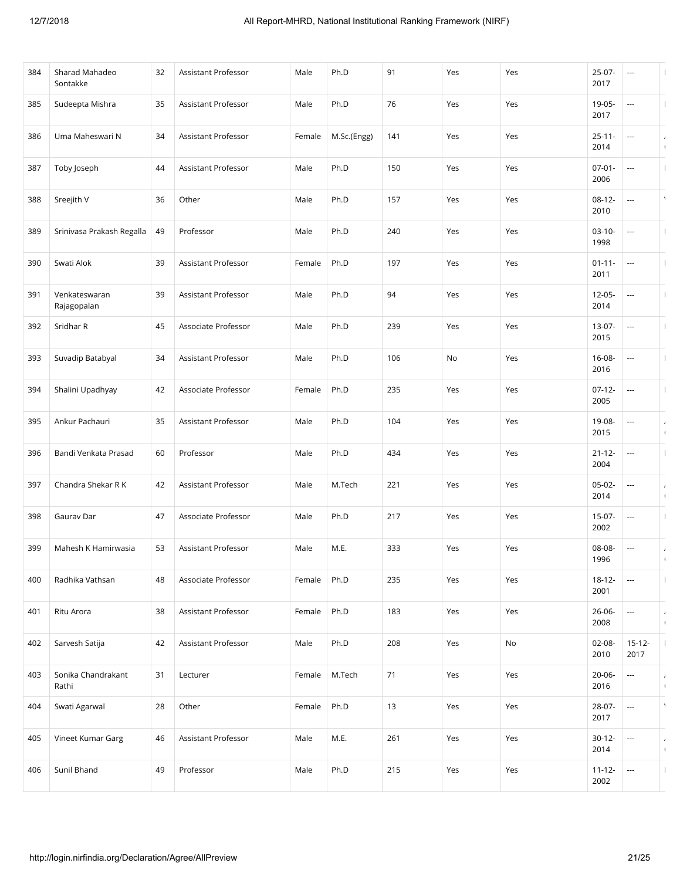| 384 | Sharad Mahadeo Sontakke | 32 | Assistant Professor | Male | Ph.D | 91 | Yes | Yes | 25-07-2017 | --- | |
|---|---|---|---|---|---|---|---|---|---|---|---|
| 385 | Sudeepta Mishra | 35 | Assistant Professor | Male | Ph.D | 76 | Yes | Yes | 19-05-2017 | --- | |
| 386 | Uma Maheswari N | 34 | Assistant Professor | Female | M.Sc.(Engg) | 141 | Yes | Yes | 25-11-2014 | --- | |
| 387 | Toby Joseph | 44 | Assistant Professor | Male | Ph.D | 150 | Yes | Yes | 07-01-2006 | --- | |
| 388 | Sreejith V | 36 | Other | Male | Ph.D | 157 | Yes | Yes | 08-12-2010 | --- | |
| 389 | Srinivasa Prakash Regalla | 49 | Professor | Male | Ph.D | 240 | Yes | Yes | 03-10-1998 | --- | |
| 390 | Swati Alok | 39 | Assistant Professor | Female | Ph.D | 197 | Yes | Yes | 01-11-2011 | --- | |
| 391 | Venkateswaran Rajagopalan | 39 | Assistant Professor | Male | Ph.D | 94 | Yes | Yes | 12-05-2014 | --- | |
| 392 | Sridhar R | 45 | Associate Professor | Male | Ph.D | 239 | Yes | Yes | 13-07-2015 | --- | |
| 393 | Suvadip Batabyal | 34 | Assistant Professor | Male | Ph.D | 106 | No | Yes | 16-08-2016 | --- | |
| 394 | Shalini Upadhyay | 42 | Associate Professor | Female | Ph.D | 235 | Yes | Yes | 07-12-2005 | --- | |
| 395 | Ankur Pachauri | 35 | Assistant Professor | Male | Ph.D | 104 | Yes | Yes | 19-08-2015 | --- | |
| 396 | Bandi Venkata Prasad | 60 | Professor | Male | Ph.D | 434 | Yes | Yes | 21-12-2004 | --- | |
| 397 | Chandra Shekar R K | 42 | Assistant Professor | Male | M.Tech | 221 | Yes | Yes | 05-02-2014 | --- | |
| 398 | Gaurav Dar | 47 | Associate Professor | Male | Ph.D | 217 | Yes | Yes | 15-07-2002 | --- | |
| 399 | Mahesh K Hamirwasia | 53 | Assistant Professor | Male | M.E. | 333 | Yes | Yes | 08-08-1996 | --- | |
| 400 | Radhika Vathsan | 48 | Associate Professor | Female | Ph.D | 235 | Yes | Yes | 18-12-2001 | --- | |
| 401 | Ritu Arora | 38 | Assistant Professor | Female | Ph.D | 183 | Yes | Yes | 26-06-2008 | --- | |
| 402 | Sarvesh Satija | 42 | Assistant Professor | Male | Ph.D | 208 | Yes | No | 02-08-2010 | 15-12-2017 | |
| 403 | Sonika Chandrakant Rathi | 31 | Lecturer | Female | M.Tech | 71 | Yes | Yes | 20-06-2016 | --- | |
| 404 | Swati Agarwal | 28 | Other | Female | Ph.D | 13 | Yes | Yes | 28-07-2017 | --- | |
| 405 | Vineet Kumar Garg | 46 | Assistant Professor | Male | M.E. | 261 | Yes | Yes | 30-12-2014 | --- | |
| 406 | Sunil Bhand | 49 | Professor | Male | Ph.D | 215 | Yes | Yes | 11-12-2002 | --- | |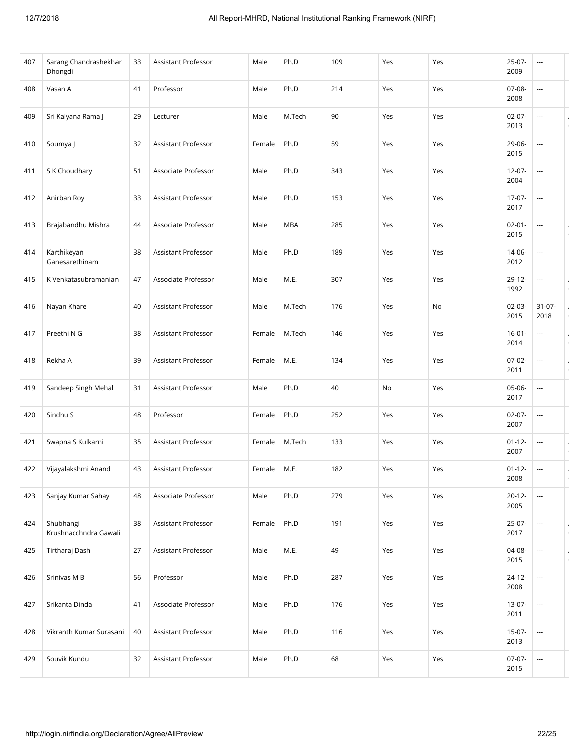| 407 | Sarang Chandrashekhar Dhongdi | 33 | Assistant Professor | Male | Ph.D | 109 | Yes | Yes | 25-07-2009 | --- | |
|---|---|---|---|---|---|---|---|---|---|---|---|
| 408 | Vasan A | 41 | Professor | Male | Ph.D | 214 | Yes | Yes | 07-08-2008 | --- | |
| 409 | Sri Kalyana Rama J | 29 | Lecturer | Male | M.Tech | 90 | Yes | Yes | 02-07-2013 | --- | |
| 410 | Soumya J | 32 | Assistant Professor | Female | Ph.D | 59 | Yes | Yes | 29-06-2015 | --- | |
| 411 | S K Choudhary | 51 | Associate Professor | Male | Ph.D | 343 | Yes | Yes | 12-07-2004 | --- | |
| 412 | Anirban Roy | 33 | Assistant Professor | Male | Ph.D | 153 | Yes | Yes | 17-07-2017 | --- | |
| 413 | Brajabandhu Mishra | 44 | Associate Professor | Male | MBA | 285 | Yes | Yes | 02-01-2015 | --- | |
| 414 | Karthikeyan Ganesarethinam | 38 | Assistant Professor | Male | Ph.D | 189 | Yes | Yes | 14-06-2012 | --- | |
| 415 | K Venkatasubramanian | 47 | Associate Professor | Male | M.E. | 307 | Yes | Yes | 29-12-1992 | --- | |
| 416 | Nayan Khare | 40 | Assistant Professor | Male | M.Tech | 176 | Yes | No | 02-03-2015 | 31-07-2018 | |
| 417 | Preethi N G | 38 | Assistant Professor | Female | M.Tech | 146 | Yes | Yes | 16-01-2014 | --- | |
| 418 | Rekha A | 39 | Assistant Professor | Female | M.E. | 134 | Yes | Yes | 07-02-2011 | --- | |
| 419 | Sandeep Singh Mehal | 31 | Assistant Professor | Male | Ph.D | 40 | No | Yes | 05-06-2017 | --- | |
| 420 | Sindhu S | 48 | Professor | Female | Ph.D | 252 | Yes | Yes | 02-07-2007 | --- | |
| 421 | Swapna S Kulkarni | 35 | Assistant Professor | Female | M.Tech | 133 | Yes | Yes | 01-12-2007 | --- | |
| 422 | Vijayalakshmi Anand | 43 | Assistant Professor | Female | M.E. | 182 | Yes | Yes | 01-12-2008 | --- | |
| 423 | Sanjay Kumar Sahay | 48 | Associate Professor | Male | Ph.D | 279 | Yes | Yes | 20-12-2005 | --- | |
| 424 | Shubhangi Krushnacchndra Gawali | 38 | Assistant Professor | Female | Ph.D | 191 | Yes | Yes | 25-07-2017 | --- | |
| 425 | Tirtharaj Dash | 27 | Assistant Professor | Male | M.E. | 49 | Yes | Yes | 04-08-2015 | --- | |
| 426 | Srinivas M B | 56 | Professor | Male | Ph.D | 287 | Yes | Yes | 24-12-2008 | --- | |
| 427 | Srikanta Dinda | 41 | Associate Professor | Male | Ph.D | 176 | Yes | Yes | 13-07-2011 | --- | |
| 428 | Vikranth Kumar Surasani | 40 | Assistant Professor | Male | Ph.D | 116 | Yes | Yes | 15-07-2013 | --- | |
| 429 | Souvik Kundu | 32 | Assistant Professor | Male | Ph.D | 68 | Yes | Yes | 07-07-2015 | --- | |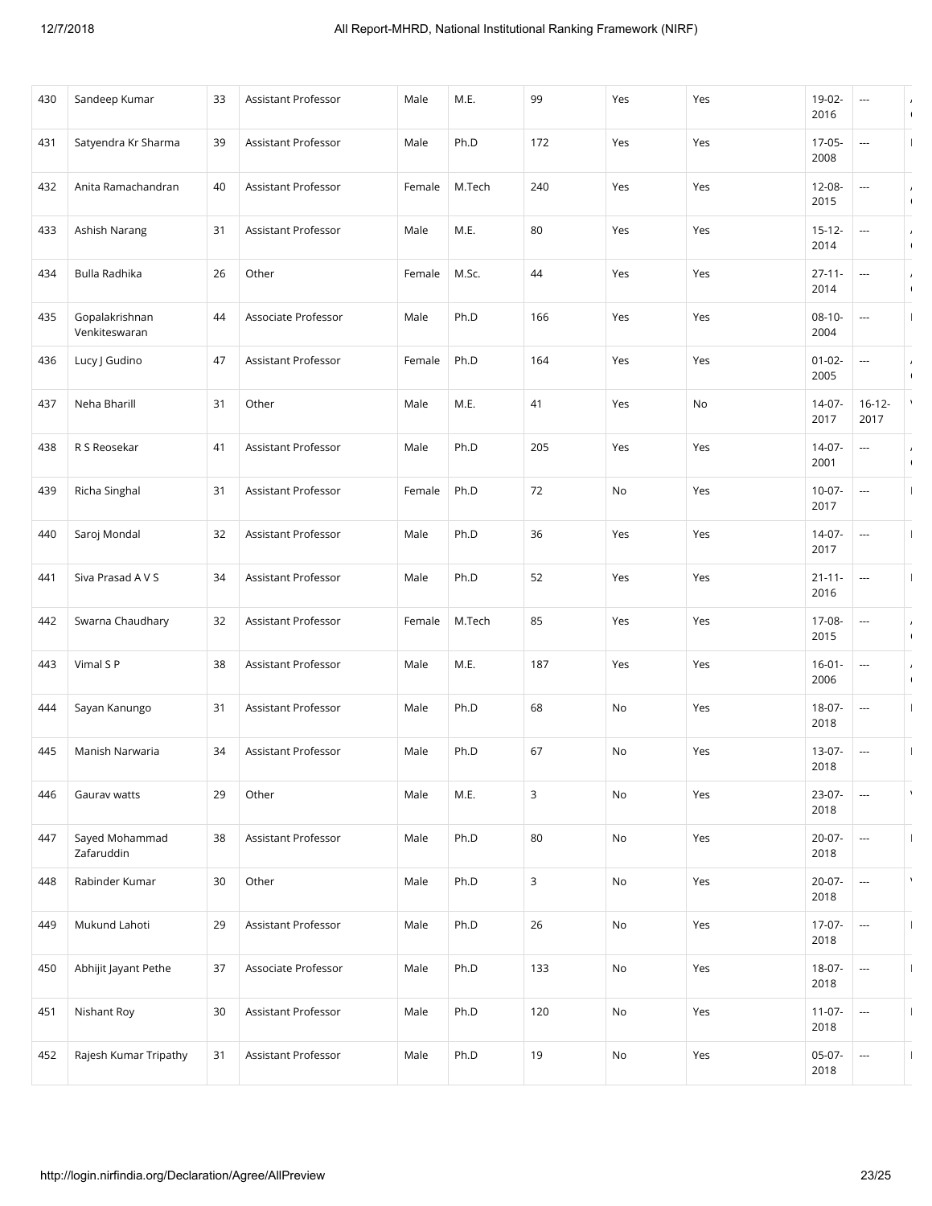| 430 | Sandeep Kumar | 33 | Assistant Professor | Male | M.E. | 99 | Yes | Yes | 19-02-2016 | --- | |
|---|---|---|---|---|---|---|---|---|---|---|---|
| 431 | Satyendra Kr Sharma | 39 | Assistant Professor | Male | Ph.D | 172 | Yes | Yes | 17-05-2008 | --- | |
| 432 | Anita Ramachandran | 40 | Assistant Professor | Female | M.Tech | 240 | Yes | Yes | 12-08-2015 | --- | |
| 433 | Ashish Narang | 31 | Assistant Professor | Male | M.E. | 80 | Yes | Yes | 15-12-2014 | --- | |
| 434 | Bulla Radhika | 26 | Other | Female | M.Sc. | 44 | Yes | Yes | 27-11-2014 | --- | |
| 435 | Gopalakrishnan Venkiteswaran | 44 | Associate Professor | Male | Ph.D | 166 | Yes | Yes | 08-10-2004 | --- | |
| 436 | Lucy J Gudino | 47 | Assistant Professor | Female | Ph.D | 164 | Yes | Yes | 01-02-2005 | --- | |
| 437 | Neha Bharill | 31 | Other | Male | M.E. | 41 | Yes | No | 14-07-2017 | 16-12-2017 | |
| 438 | R S Reosekar | 41 | Assistant Professor | Male | Ph.D | 205 | Yes | Yes | 14-07-2001 | --- | |
| 439 | Richa Singhal | 31 | Assistant Professor | Female | Ph.D | 72 | No | Yes | 10-07-2017 | --- | |
| 440 | Saroj Mondal | 32 | Assistant Professor | Male | Ph.D | 36 | Yes | Yes | 14-07-2017 | --- | |
| 441 | Siva Prasad A V S | 34 | Assistant Professor | Male | Ph.D | 52 | Yes | Yes | 21-11-2016 | --- | |
| 442 | Swarna Chaudhary | 32 | Assistant Professor | Female | M.Tech | 85 | Yes | Yes | 17-08-2015 | --- | |
| 443 | Vimal S P | 38 | Assistant Professor | Male | M.E. | 187 | Yes | Yes | 16-01-2006 | --- | |
| 444 | Sayan Kanungo | 31 | Assistant Professor | Male | Ph.D | 68 | No | Yes | 18-07-2018 | --- | |
| 445 | Manish Narwaria | 34 | Assistant Professor | Male | Ph.D | 67 | No | Yes | 13-07-2018 | --- | |
| 446 | Gaurav watts | 29 | Other | Male | M.E. | 3 | No | Yes | 23-07-2018 | --- | |
| 447 | Sayed Mohammad Zafaruddin | 38 | Assistant Professor | Male | Ph.D | 80 | No | Yes | 20-07-2018 | --- | |
| 448 | Rabinder Kumar | 30 | Other | Male | Ph.D | 3 | No | Yes | 20-07-2018 | --- | |
| 449 | Mukund Lahoti | 29 | Assistant Professor | Male | Ph.D | 26 | No | Yes | 17-07-2018 | --- | |
| 450 | Abhijit Jayant Pethe | 37 | Associate Professor | Male | Ph.D | 133 | No | Yes | 18-07-2018 | --- | |
| 451 | Nishant Roy | 30 | Assistant Professor | Male | Ph.D | 120 | No | Yes | 11-07-2018 | --- | |
| 452 | Rajesh Kumar Tripathy | 31 | Assistant Professor | Male | Ph.D | 19 | No | Yes | 05-07-2018 | --- | |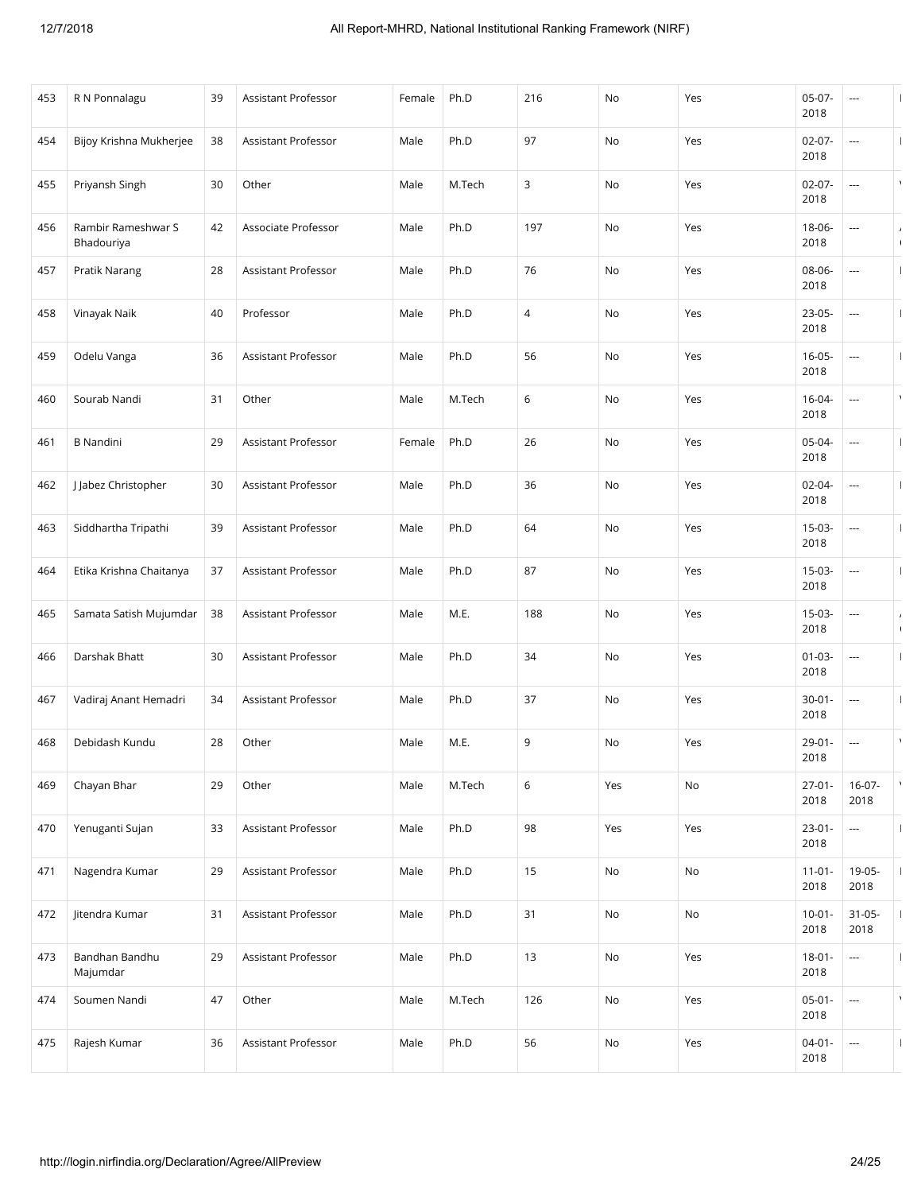| 453 | R N Ponnalagu | 39 | Assistant Professor | Female | Ph.D | 216 | No | Yes | 05-07-2018 | --- | |
|---|---|---|---|---|---|---|---|---|---|---|---|
| 454 | Bijoy Krishna Mukherjee | 38 | Assistant Professor | Male | Ph.D | 97 | No | Yes | 02-07-2018 | --- | |
| 455 | Priyansh Singh | 30 | Other | Male | M.Tech | 3 | No | Yes | 02-07-2018 | --- | |
| 456 | Rambir Rameshwar S Bhadouriya | 42 | Associate Professor | Male | Ph.D | 197 | No | Yes | 18-06-2018 | --- | |
| 457 | Pratik Narang | 28 | Assistant Professor | Male | Ph.D | 76 | No | Yes | 08-06-2018 | --- | |
| 458 | Vinayak Naik | 40 | Professor | Male | Ph.D | 4 | No | Yes | 23-05-2018 | --- | |
| 459 | Odelu Vanga | 36 | Assistant Professor | Male | Ph.D | 56 | No | Yes | 16-05-2018 | --- | |
| 460 | Sourab Nandi | 31 | Other | Male | M.Tech | 6 | No | Yes | 16-04-2018 | --- | |
| 461 | B Nandini | 29 | Assistant Professor | Female | Ph.D | 26 | No | Yes | 05-04-2018 | --- | |
| 462 | J Jabez Christopher | 30 | Assistant Professor | Male | Ph.D | 36 | No | Yes | 02-04-2018 | --- | |
| 463 | Siddhartha Tripathi | 39 | Assistant Professor | Male | Ph.D | 64 | No | Yes | 15-03-2018 | --- | |
| 464 | Etika Krishna Chaitanya | 37 | Assistant Professor | Male | Ph.D | 87 | No | Yes | 15-03-2018 | --- | |
| 465 | Samata Satish Mujumdar | 38 | Assistant Professor | Male | M.E. | 188 | No | Yes | 15-03-2018 | --- | |
| 466 | Darshak Bhatt | 30 | Assistant Professor | Male | Ph.D | 34 | No | Yes | 01-03-2018 | --- | |
| 467 | Vadiraj Anant Hemadri | 34 | Assistant Professor | Male | Ph.D | 37 | No | Yes | 30-01-2018 | --- | |
| 468 | Debidash Kundu | 28 | Other | Male | M.E. | 9 | No | Yes | 29-01-2018 | --- | |
| 469 | Chayan Bhar | 29 | Other | Male | M.Tech | 6 | Yes | No | 27-01-2018 | 16-07-2018 | |
| 470 | Yenuganti Sujan | 33 | Assistant Professor | Male | Ph.D | 98 | Yes | Yes | 23-01-2018 | --- | |
| 471 | Nagendra Kumar | 29 | Assistant Professor | Male | Ph.D | 15 | No | No | 11-01-2018 | 19-05-2018 | |
| 472 | Jitendra Kumar | 31 | Assistant Professor | Male | Ph.D | 31 | No | No | 10-01-2018 | 31-05-2018 | |
| 473 | Bandhan Bandhu Majumdar | 29 | Assistant Professor | Male | Ph.D | 13 | No | Yes | 18-01-2018 | --- | |
| 474 | Soumen Nandi | 47 | Other | Male | M.Tech | 126 | No | Yes | 05-01-2018 | --- | |
| 475 | Rajesh Kumar | 36 | Assistant Professor | Male | Ph.D | 56 | No | Yes | 04-01-2018 | --- | |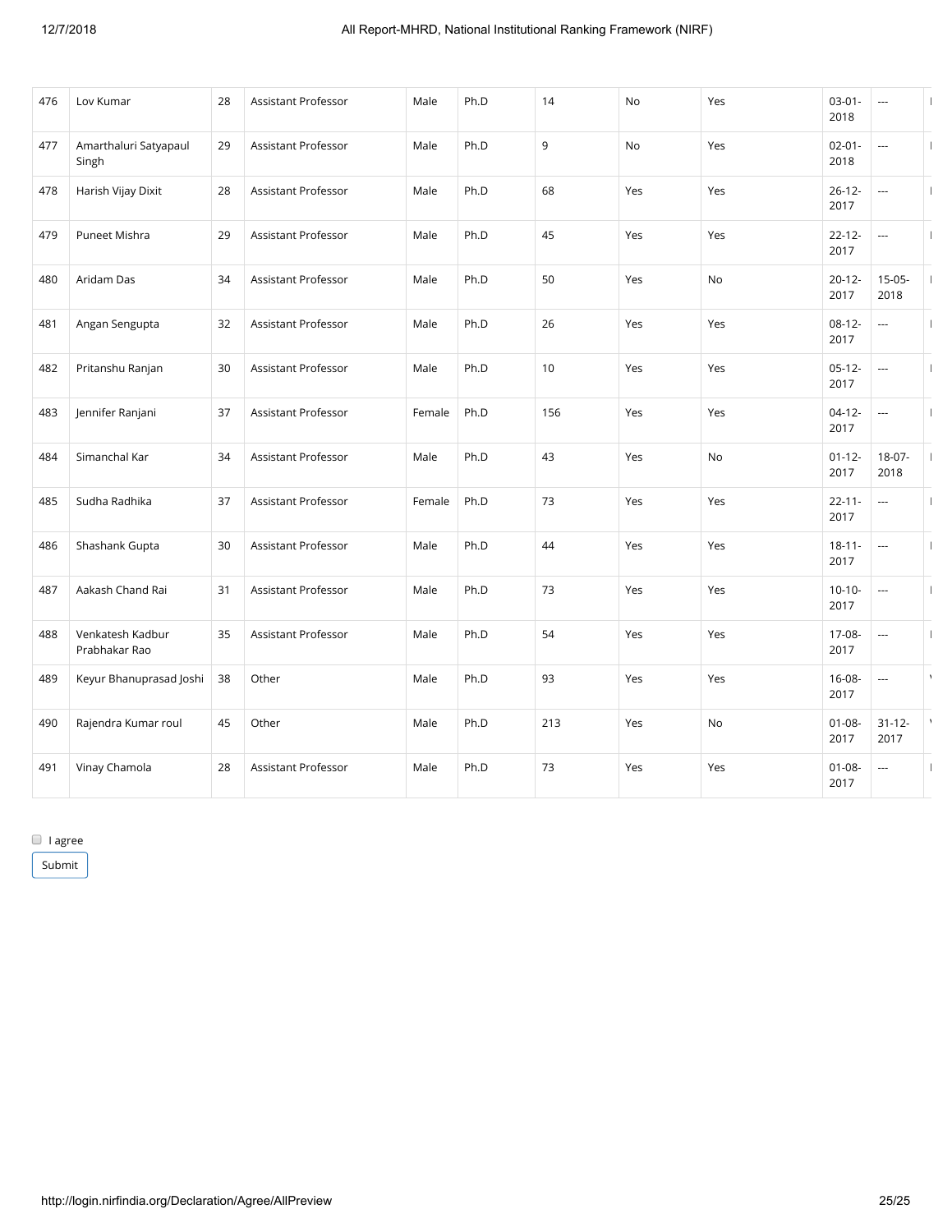| | | | | | | | | | | | |
|---|---|---|---|---|---|---|---|---|---|---|---|
| 476 | Lov Kumar | 28 | Assistant Professor | Male | Ph.D | 14 | No | Yes | 03-01-2018 | --- | I |
| 477 | Amarthaluri Satyapaul Singh | 29 | Assistant Professor | Male | Ph.D | 9 | No | Yes | 02-01-2018 | --- | I |
| 478 | Harish Vijay Dixit | 28 | Assistant Professor | Male | Ph.D | 68 | Yes | Yes | 26-12-2017 | --- | I |
| 479 | Puneet Mishra | 29 | Assistant Professor | Male | Ph.D | 45 | Yes | Yes | 22-12-2017 | --- | I |
| 480 | Aridam Das | 34 | Assistant Professor | Male | Ph.D | 50 | Yes | No | 20-12-2017 | 15-05-2018 | I |
| 481 | Angan Sengupta | 32 | Assistant Professor | Male | Ph.D | 26 | Yes | Yes | 08-12-2017 | --- | I |
| 482 | Pritanshu Ranjan | 30 | Assistant Professor | Male | Ph.D | 10 | Yes | Yes | 05-12-2017 | --- | I |
| 483 | Jennifer Ranjani | 37 | Assistant Professor | Female | Ph.D | 156 | Yes | Yes | 04-12-2017 | --- | I |
| 484 | Simanchal Kar | 34 | Assistant Professor | Male | Ph.D | 43 | Yes | No | 01-12-2017 | 18-07-2018 | I |
| 485 | Sudha Radhika | 37 | Assistant Professor | Female | Ph.D | 73 | Yes | Yes | 22-11-2017 | --- | I |
| 486 | Shashank Gupta | 30 | Assistant Professor | Male | Ph.D | 44 | Yes | Yes | 18-11-2017 | --- | I |
| 487 | Aakash Chand Rai | 31 | Assistant Professor | Male | Ph.D | 73 | Yes | Yes | 10-10-2017 | --- | I |
| 488 | Venkatesh Kadbur Prabhakar Rao | 35 | Assistant Professor | Male | Ph.D | 54 | Yes | Yes | 17-08-2017 | --- | I |
| 489 | Keyur Bhanuprasad Joshi | 38 | Other | Male | Ph.D | 93 | Yes | Yes | 16-08-2017 | --- | V |
| 490 | Rajendra Kumar roul | 45 | Other | Male | Ph.D | 213 | Yes | No | 01-08-2017 | 31-12-2017 | V |
| 491 | Vinay Chamola | 28 | Assistant Professor | Male | Ph.D | 73 | Yes | Yes | 01-08-2017 | --- | I |

☐ I agree

Submit